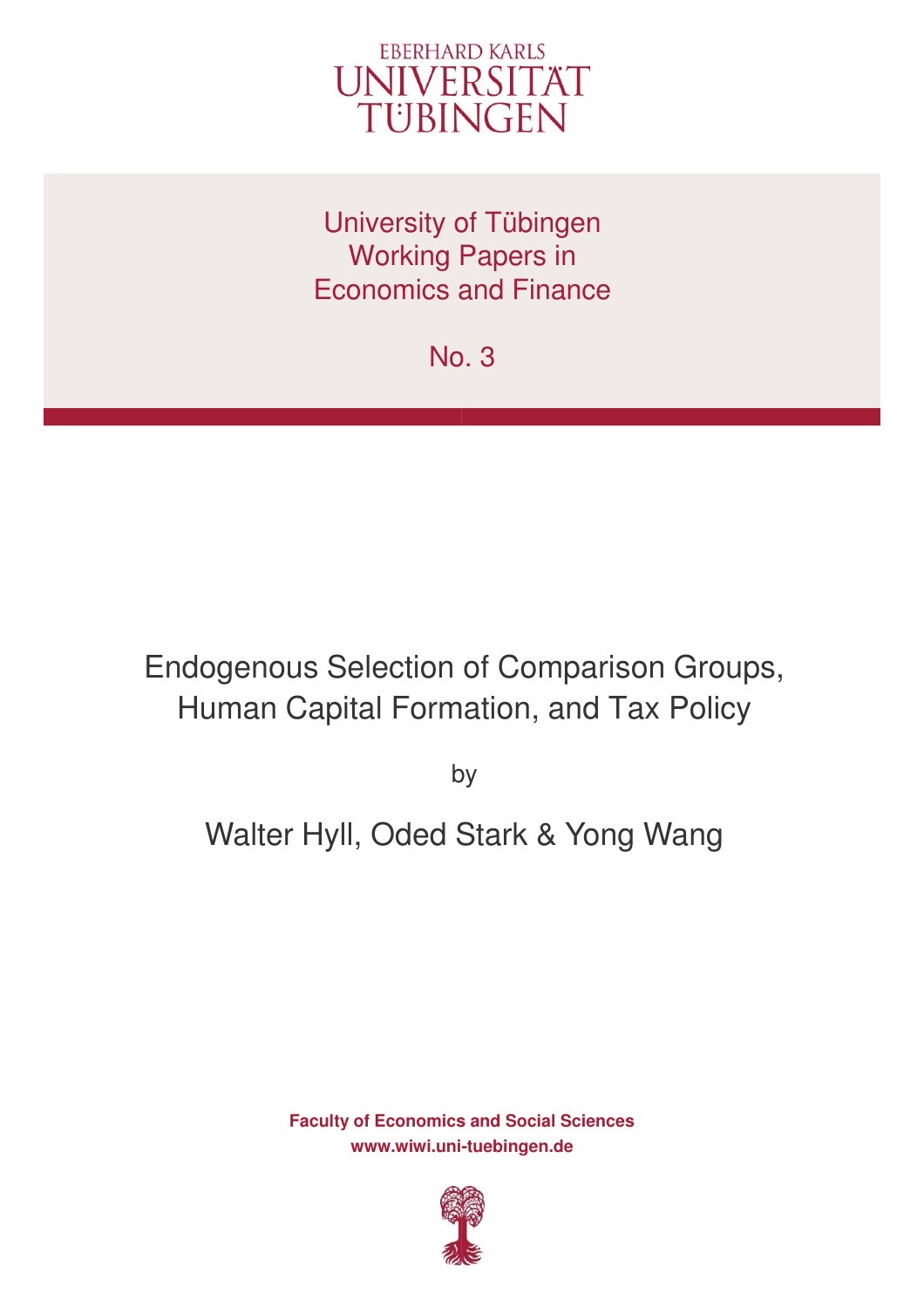EBERHARD KARLS
UNIVERSITÄT
TÜBINGEN

University of Tübingen
Working Papers in
Economics and Finance

No. 3

# Endogenous Selection of Comparison Groups, Human Capital Formation, and Tax Policy

by

Walter Hyll, Oded Stark & Yong Wang

**Faculty of Economics and Social Sciences**
**www.wiwi.uni-tuebingen.de**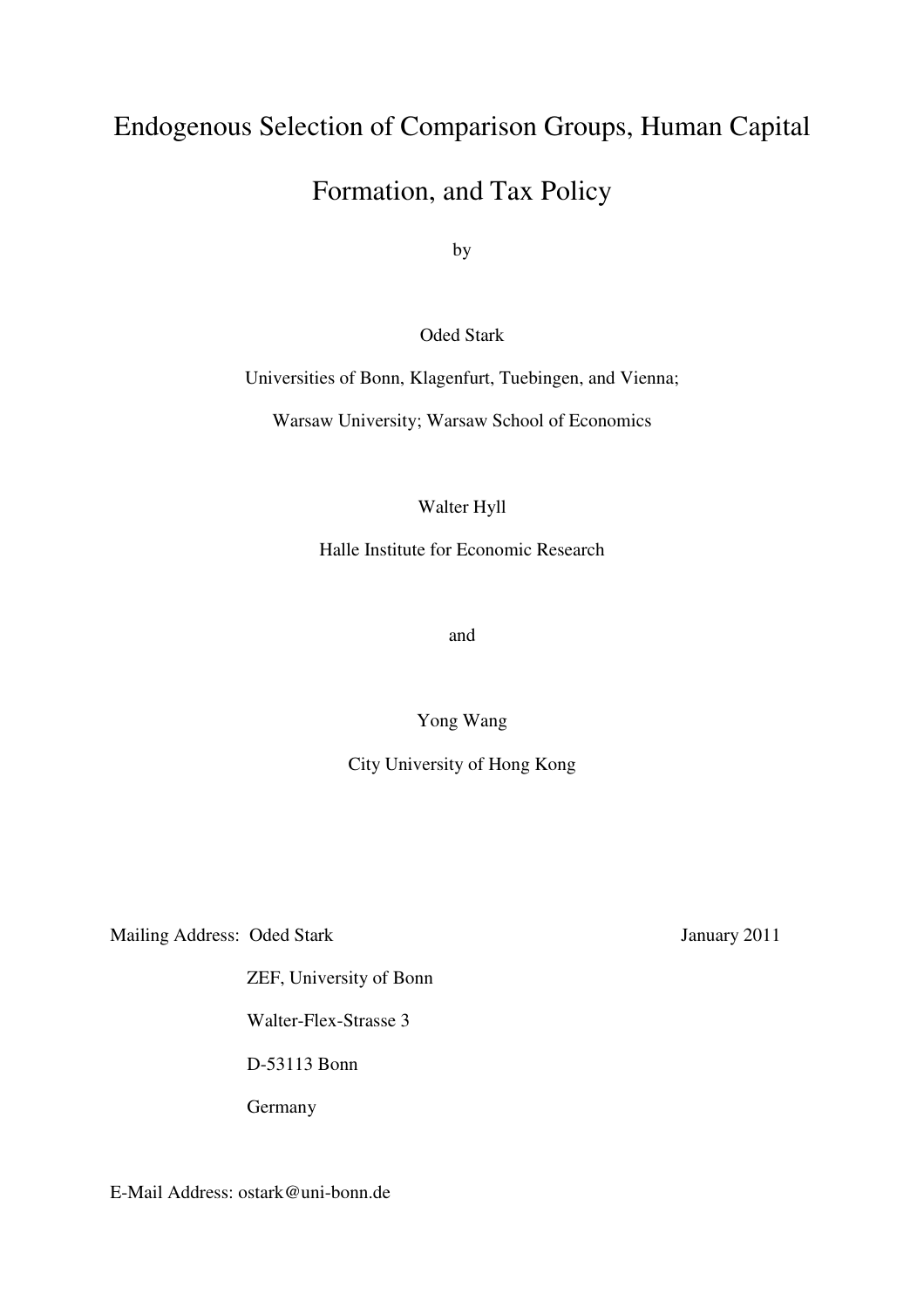# Endogenous Selection of Comparison Groups, Human Capital Formation, and Tax Policy

by

Oded Stark

Universities of Bonn, Klagenfurt, Tuebingen, and Vienna;

Warsaw University; Warsaw School of Economics

Walter Hyll

Halle Institute for Economic Research

and

Yong Wang

City University of Hong Kong

Mailing Address: Oded Stark

ZEF, University of Bonn

Walter-Flex-Strasse 3

D-53113 Bonn

Germany

January 2011

E-Mail Address: ostark@uni-bonn.de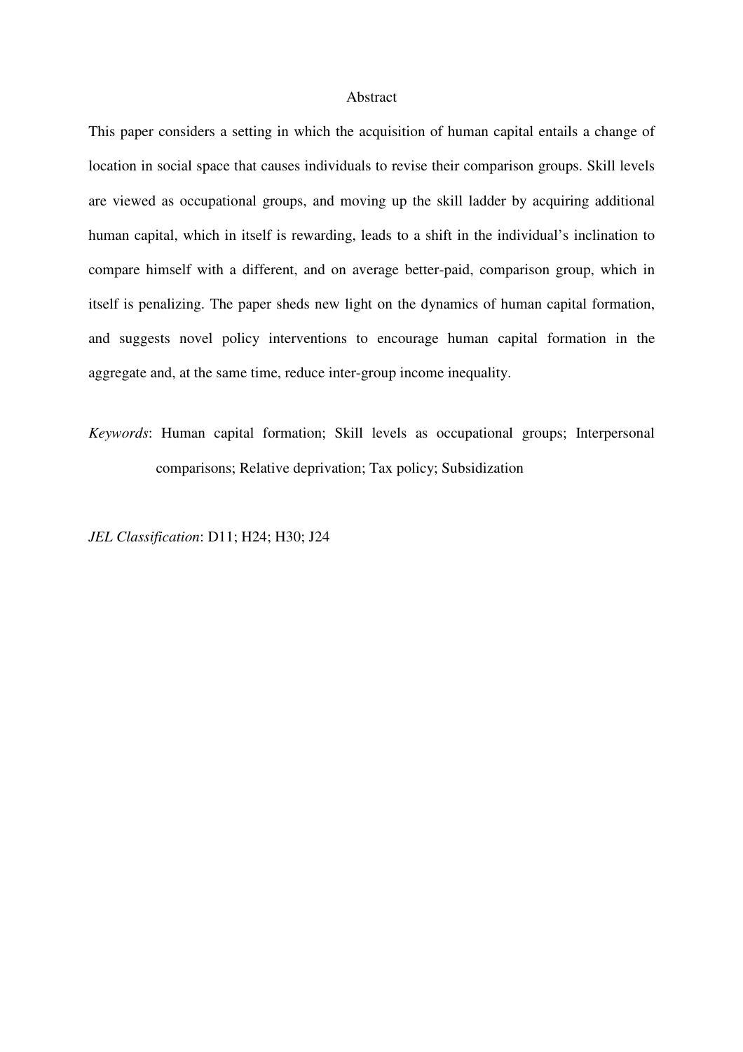## Abstract

This paper considers a setting in which the acquisition of human capital entails a change of location in social space that causes individuals to revise their comparison groups. Skill levels are viewed as occupational groups, and moving up the skill ladder by acquiring additional human capital, which in itself is rewarding, leads to a shift in the individual's inclination to compare himself with a different, and on average better-paid, comparison group, which in itself is penalizing. The paper sheds new light on the dynamics of human capital formation, and suggests novel policy interventions to encourage human capital formation in the aggregate and, at the same time, reduce inter-group income inequality.

*Keywords*: Human capital formation; Skill levels as occupational groups; Interpersonal comparisons; Relative deprivation; Tax policy; Subsidization

*JEL Classification*: D11; H24; H30; J24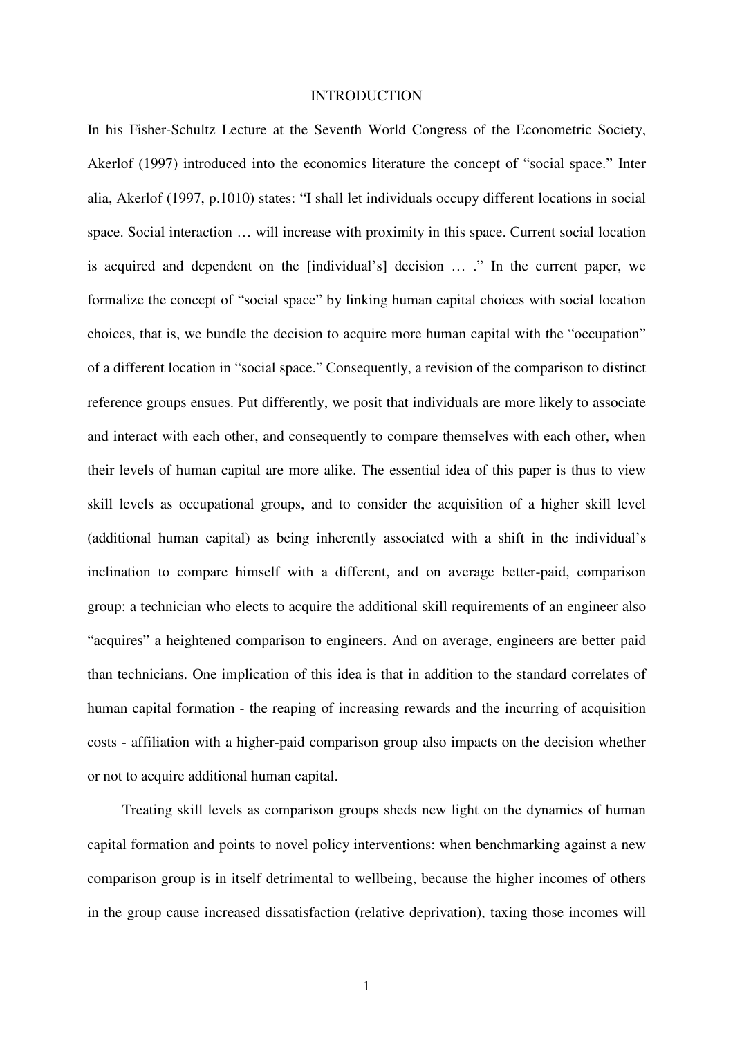# INTRODUCTION

In his Fisher-Schultz Lecture at the Seventh World Congress of the Econometric Society, Akerlof (1997) introduced into the economics literature the concept of "social space." Inter alia, Akerlof (1997, p.1010) states: "I shall let individuals occupy different locations in social space. Social interaction … will increase with proximity in this space. Current social location is acquired and dependent on the [individual's] decision … ." In the current paper, we formalize the concept of "social space" by linking human capital choices with social location choices, that is, we bundle the decision to acquire more human capital with the "occupation" of a different location in "social space." Consequently, a revision of the comparison to distinct reference groups ensues. Put differently, we posit that individuals are more likely to associate and interact with each other, and consequently to compare themselves with each other, when their levels of human capital are more alike. The essential idea of this paper is thus to view skill levels as occupational groups, and to consider the acquisition of a higher skill level (additional human capital) as being inherently associated with a shift in the individual's inclination to compare himself with a different, and on average better-paid, comparison group: a technician who elects to acquire the additional skill requirements of an engineer also "acquires" a heightened comparison to engineers. And on average, engineers are better paid than technicians. One implication of this idea is that in addition to the standard correlates of human capital formation - the reaping of increasing rewards and the incurring of acquisition costs - affiliation with a higher-paid comparison group also impacts on the decision whether or not to acquire additional human capital.

Treating skill levels as comparison groups sheds new light on the dynamics of human capital formation and points to novel policy interventions: when benchmarking against a new comparison group is in itself detrimental to wellbeing, because the higher incomes of others in the group cause increased dissatisfaction (relative deprivation), taxing those incomes will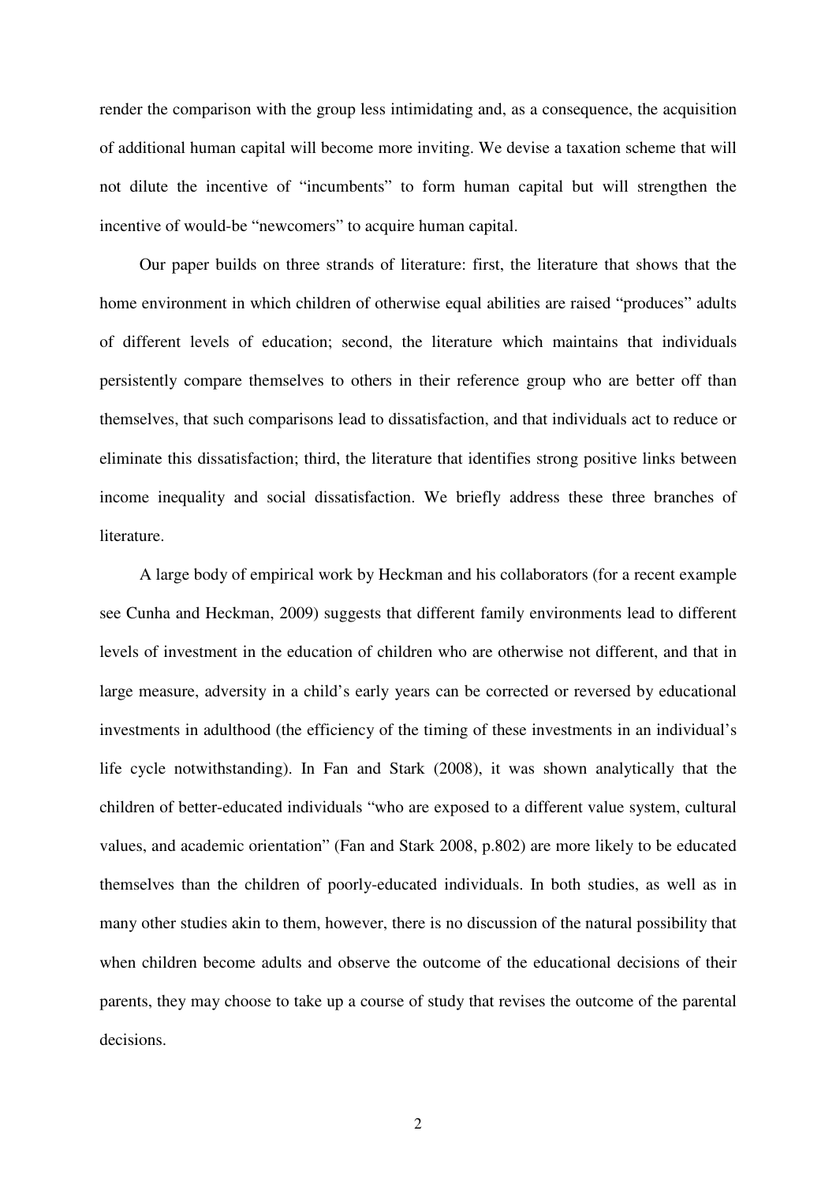render the comparison with the group less intimidating and, as a consequence, the acquisition of additional human capital will become more inviting. We devise a taxation scheme that will not dilute the incentive of "incumbents" to form human capital but will strengthen the incentive of would-be "newcomers" to acquire human capital.

Our paper builds on three strands of literature: first, the literature that shows that the home environment in which children of otherwise equal abilities are raised "produces" adults of different levels of education; second, the literature which maintains that individuals persistently compare themselves to others in their reference group who are better off than themselves, that such comparisons lead to dissatisfaction, and that individuals act to reduce or eliminate this dissatisfaction; third, the literature that identifies strong positive links between income inequality and social dissatisfaction. We briefly address these three branches of literature.

A large body of empirical work by Heckman and his collaborators (for a recent example see Cunha and Heckman, 2009) suggests that different family environments lead to different levels of investment in the education of children who are otherwise not different, and that in large measure, adversity in a child's early years can be corrected or reversed by educational investments in adulthood (the efficiency of the timing of these investments in an individual's life cycle notwithstanding). In Fan and Stark (2008), it was shown analytically that the children of better-educated individuals "who are exposed to a different value system, cultural values, and academic orientation" (Fan and Stark 2008, p.802) are more likely to be educated themselves than the children of poorly-educated individuals. In both studies, as well as in many other studies akin to them, however, there is no discussion of the natural possibility that when children become adults and observe the outcome of the educational decisions of their parents, they may choose to take up a course of study that revises the outcome of the parental decisions.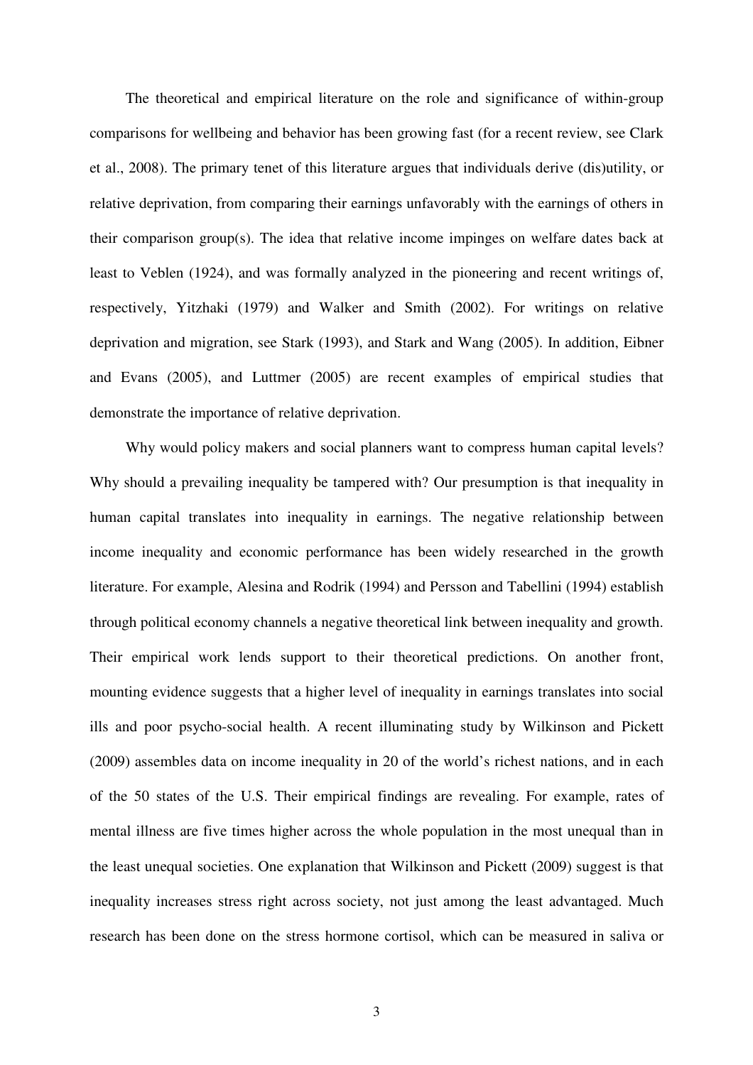The theoretical and empirical literature on the role and significance of within-group comparisons for wellbeing and behavior has been growing fast (for a recent review, see Clark et al., 2008). The primary tenet of this literature argues that individuals derive (dis)utility, or relative deprivation, from comparing their earnings unfavorably with the earnings of others in their comparison group(s). The idea that relative income impinges on welfare dates back at least to Veblen (1924), and was formally analyzed in the pioneering and recent writings of, respectively, Yitzhaki (1979) and Walker and Smith (2002). For writings on relative deprivation and migration, see Stark (1993), and Stark and Wang (2005). In addition, Eibner and Evans (2005), and Luttmer (2005) are recent examples of empirical studies that demonstrate the importance of relative deprivation.

Why would policy makers and social planners want to compress human capital levels? Why should a prevailing inequality be tampered with? Our presumption is that inequality in human capital translates into inequality in earnings. The negative relationship between income inequality and economic performance has been widely researched in the growth literature. For example, Alesina and Rodrik (1994) and Persson and Tabellini (1994) establish through political economy channels a negative theoretical link between inequality and growth. Their empirical work lends support to their theoretical predictions. On another front, mounting evidence suggests that a higher level of inequality in earnings translates into social ills and poor psycho-social health. A recent illuminating study by Wilkinson and Pickett (2009) assembles data on income inequality in 20 of the world's richest nations, and in each of the 50 states of the U.S. Their empirical findings are revealing. For example, rates of mental illness are five times higher across the whole population in the most unequal than in the least unequal societies. One explanation that Wilkinson and Pickett (2009) suggest is that inequality increases stress right across society, not just among the least advantaged. Much research has been done on the stress hormone cortisol, which can be measured in saliva or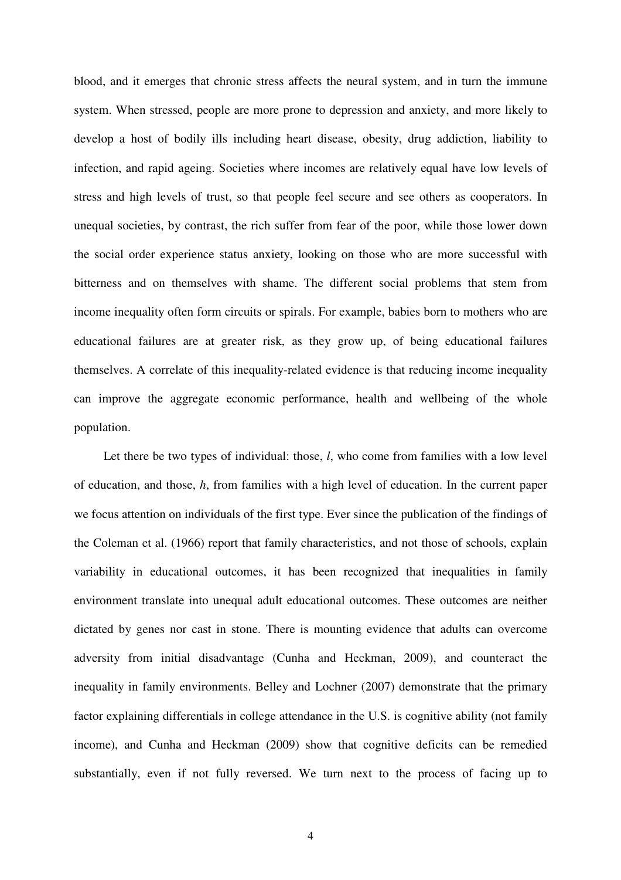blood, and it emerges that chronic stress affects the neural system, and in turn the immune system. When stressed, people are more prone to depression and anxiety, and more likely to develop a host of bodily ills including heart disease, obesity, drug addiction, liability to infection, and rapid ageing. Societies where incomes are relatively equal have low levels of stress and high levels of trust, so that people feel secure and see others as cooperators. In unequal societies, by contrast, the rich suffer from fear of the poor, while those lower down the social order experience status anxiety, looking on those who are more successful with bitterness and on themselves with shame. The different social problems that stem from income inequality often form circuits or spirals. For example, babies born to mothers who are educational failures are at greater risk, as they grow up, of being educational failures themselves. A correlate of this inequality-related evidence is that reducing income inequality can improve the aggregate economic performance, health and wellbeing of the whole population.

Let there be two types of individual: those, $l$, who come from families with a low level of education, and those, $h$, from families with a high level of education. In the current paper we focus attention on individuals of the first type. Ever since the publication of the findings of the Coleman et al. (1966) report that family characteristics, and not those of schools, explain variability in educational outcomes, it has been recognized that inequalities in family environment translate into unequal adult educational outcomes. These outcomes are neither dictated by genes nor cast in stone. There is mounting evidence that adults can overcome adversity from initial disadvantage (Cunha and Heckman, 2009), and counteract the inequality in family environments. Belley and Lochner (2007) demonstrate that the primary factor explaining differentials in college attendance in the U.S. is cognitive ability (not family income), and Cunha and Heckman (2009) show that cognitive deficits can be remedied substantially, even if not fully reversed. We turn next to the process of facing up to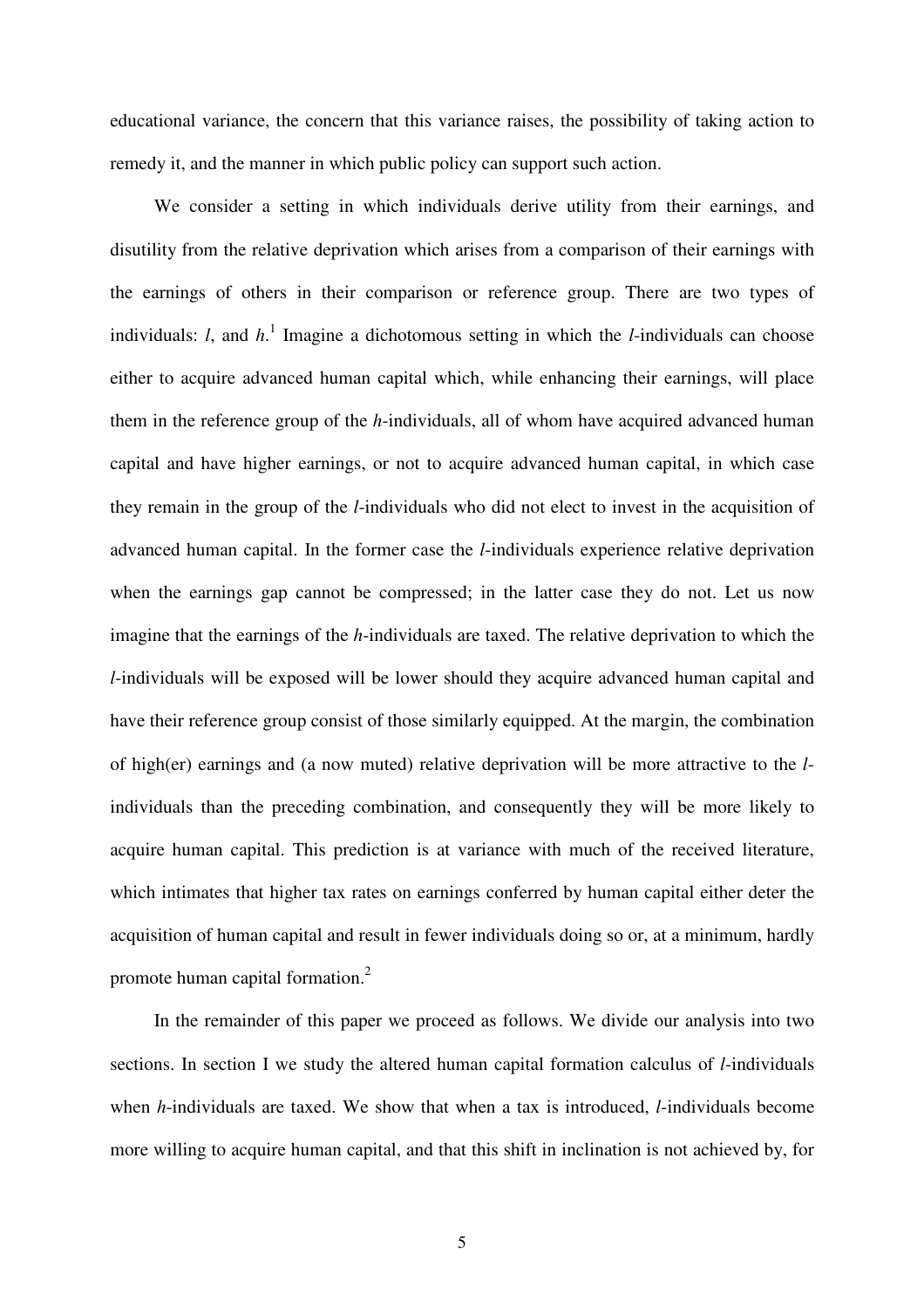educational variance, the concern that this variance raises, the possibility of taking action to remedy it, and the manner in which public policy can support such action.

We consider a setting in which individuals derive utility from their earnings, and disutility from the relative deprivation which arises from a comparison of their earnings with the earnings of others in their comparison or reference group. There are two types of individuals: $l$, and $h$.[1] Imagine a dichotomous setting in which the $l$-individuals can choose either to acquire advanced human capital which, while enhancing their earnings, will place them in the reference group of the $h$-individuals, all of whom have acquired advanced human capital and have higher earnings, or not to acquire advanced human capital, in which case they remain in the group of the $l$-individuals who did not elect to invest in the acquisition of advanced human capital. In the former case the $l$-individuals experience relative deprivation when the earnings gap cannot be compressed; in the latter case they do not. Let us now imagine that the earnings of the $h$-individuals are taxed. The relative deprivation to which the $l$-individuals will be exposed will be lower should they acquire advanced human capital and have their reference group consist of those similarly equipped. At the margin, the combination of high(er) earnings and (a now muted) relative deprivation will be more attractive to the $l$-individuals than the preceding combination, and consequently they will be more likely to acquire human capital. This prediction is at variance with much of the received literature, which intimates that higher tax rates on earnings conferred by human capital either deter the acquisition of human capital and result in fewer individuals doing so or, at a minimum, hardly promote human capital formation.[2]

In the remainder of this paper we proceed as follows. We divide our analysis into two sections. In section I we study the altered human capital formation calculus of $l$-individuals when $h$-individuals are taxed. We show that when a tax is introduced, $l$-individuals become more willing to acquire human capital, and that this shift in inclination is not achieved by, for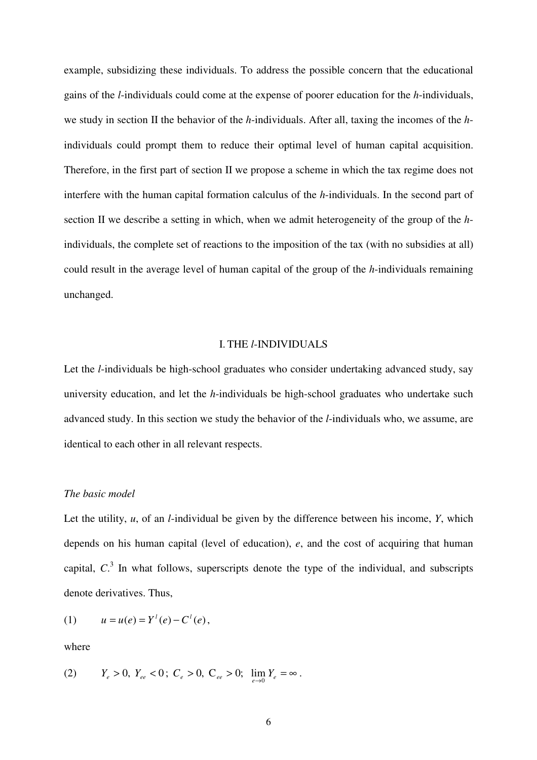example, subsidizing these individuals. To address the possible concern that the educational gains of the *l*-individuals could come at the expense of poorer education for the *h*-individuals, we study in section II the behavior of the *h*-individuals. After all, taxing the incomes of the *h*-individuals could prompt them to reduce their optimal level of human capital acquisition. Therefore, in the first part of section II we propose a scheme in which the tax regime does not interfere with the human capital formation calculus of the *h*-individuals. In the second part of section II we describe a setting in which, when we admit heterogeneity of the group of the *h*-individuals, the complete set of reactions to the imposition of the tax (with no subsidies at all) could result in the average level of human capital of the group of the *h*-individuals remaining unchanged.

## I. THE *l*-INDIVIDUALS

Let the *l*-individuals be high-school graduates who consider undertaking advanced study, say university education, and let the *h*-individuals be high-school graduates who undertake such advanced study. In this section we study the behavior of the *l*-individuals who, we assume, are identical to each other in all relevant respects.

### *The basic model*

Let the utility, $u$, of an *l*-individual be given by the difference between his income, $Y$, which depends on his human capital (level of education), $e$, and the cost of acquiring that human capital, $C$.[3] In what follows, superscripts denote the type of the individual, and subscripts denote derivatives. Thus,

$$(1) \qquad u = u(e) = Y^l(e) - C^l(e),$$

where

$$(2) \qquad Y_e > 0,\ Y_{ee} < 0;\ C_e > 0,\ C_{ee} > 0;\ \lim_{e \to 0} Y_e = \infty .$$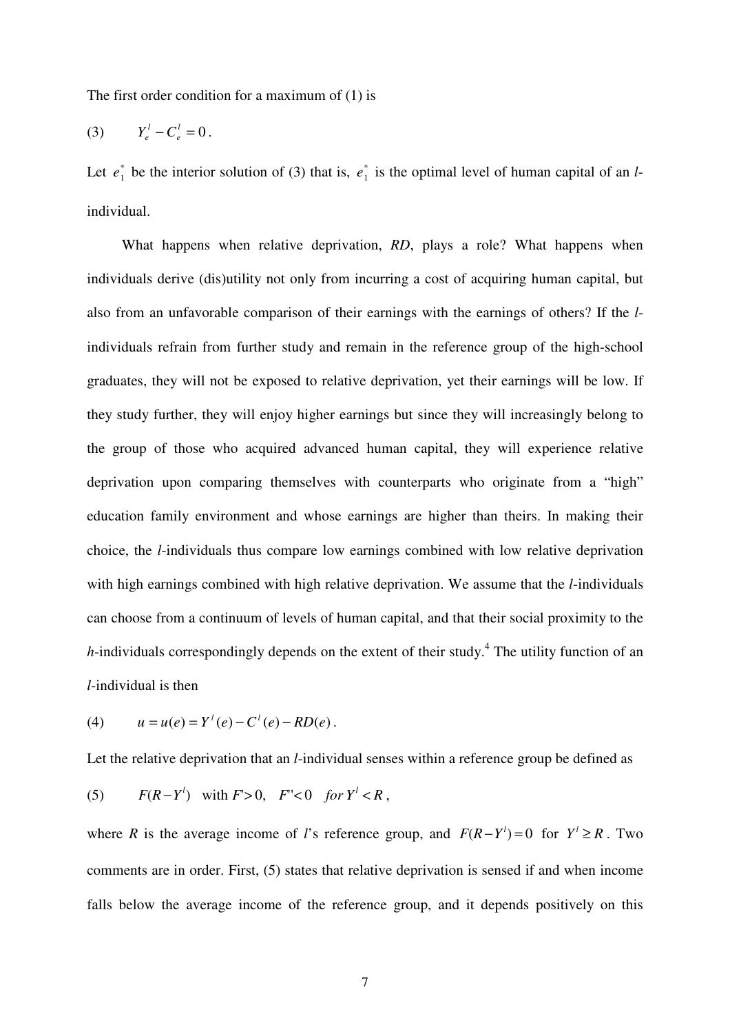The first order condition for a maximum of (1) is

$$(3) \qquad Y_e^l - C_e^l = 0 .$$

Let $e_1^*$ be the interior solution of (3) that is, $e_1^*$ is the optimal level of human capital of an *l*-individual.

What happens when relative deprivation, *RD*, plays a role? What happens when individuals derive (dis)utility not only from incurring a cost of acquiring human capital, but also from an unfavorable comparison of their earnings with the earnings of others? If the *l*-individuals refrain from further study and remain in the reference group of the high-school graduates, they will not be exposed to relative deprivation, yet their earnings will be low. If they study further, they will enjoy higher earnings but since they will increasingly belong to the group of those who acquired advanced human capital, they will experience relative deprivation upon comparing themselves with counterparts who originate from a "high" education family environment and whose earnings are higher than theirs. In making their choice, the *l*-individuals thus compare low earnings combined with low relative deprivation with high earnings combined with high relative deprivation. We assume that the *l*-individuals can choose from a continuum of levels of human capital, and that their social proximity to the *h*-individuals correspondingly depends on the extent of their study.[4] The utility function of an *l*-individual is then

$$(4) \qquad u = u(e) = Y^l(e) - C^l(e) - RD(e) .$$

Let the relative deprivation that an *l*-individual senses within a reference group be defined as

$$(5) \qquad F(R - Y^l) \quad \text{with } F' > 0, \quad F'' < 0 \quad \textit{for } Y^l < R ,$$

where *R* is the average income of *l*'s reference group, and $F(R - Y^l) = 0$ for $Y^l \geq R$. Two comments are in order. First, (5) states that relative deprivation is sensed if and when income falls below the average income of the reference group, and it depends positively on this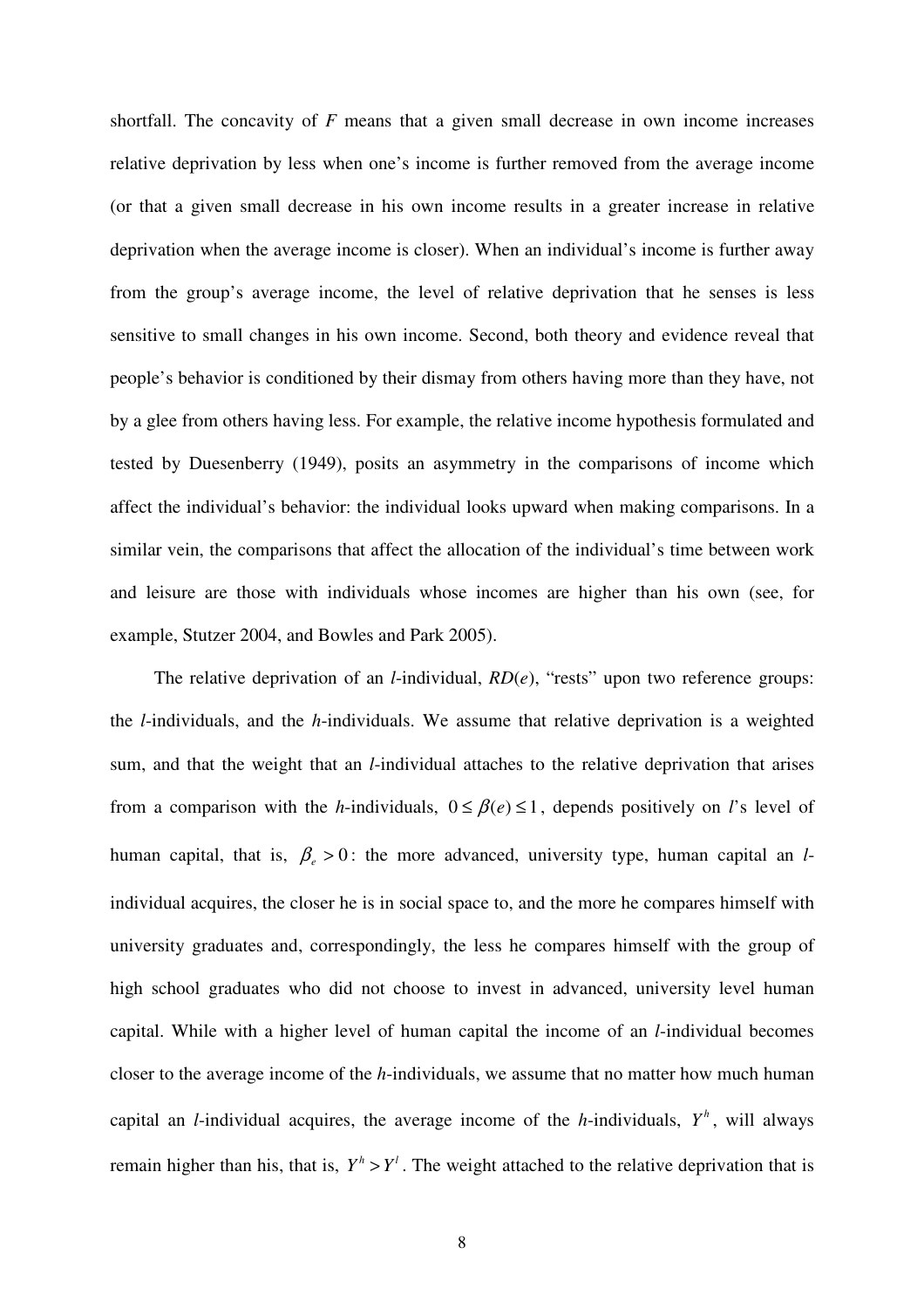shortfall. The concavity of $F$ means that a given small decrease in own income increases relative deprivation by less when one's income is further removed from the average income (or that a given small decrease in his own income results in a greater increase in relative deprivation when the average income is closer). When an individual's income is further away from the group's average income, the level of relative deprivation that he senses is less sensitive to small changes in his own income. Second, both theory and evidence reveal that people's behavior is conditioned by their dismay from others having more than they have, not by a glee from others having less. For example, the relative income hypothesis formulated and tested by Duesenberry (1949), posits an asymmetry in the comparisons of income which affect the individual's behavior: the individual looks upward when making comparisons. In a similar vein, the comparisons that affect the allocation of the individual's time between work and leisure are those with individuals whose incomes are higher than his own (see, for example, Stutzer 2004, and Bowles and Park 2005).

The relative deprivation of an $l$-individual, $RD(e)$, "rests" upon two reference groups: the $l$-individuals, and the $h$-individuals. We assume that relative deprivation is a weighted sum, and that the weight that an $l$-individual attaches to the relative deprivation that arises from a comparison with the $h$-individuals, $0 \leq \beta(e) \leq 1$, depends positively on $l$'s level of human capital, that is, $\beta_e > 0$: the more advanced, university type, human capital an $l$-individual acquires, the closer he is in social space to, and the more he compares himself with university graduates and, correspondingly, the less he compares himself with the group of high school graduates who did not choose to invest in advanced, university level human capital. While with a higher level of human capital the income of an $l$-individual becomes closer to the average income of the $h$-individuals, we assume that no matter how much human capital an $l$-individual acquires, the average income of the $h$-individuals, $Y^h$, will always remain higher than his, that is, $Y^h > Y^l$. The weight attached to the relative deprivation that is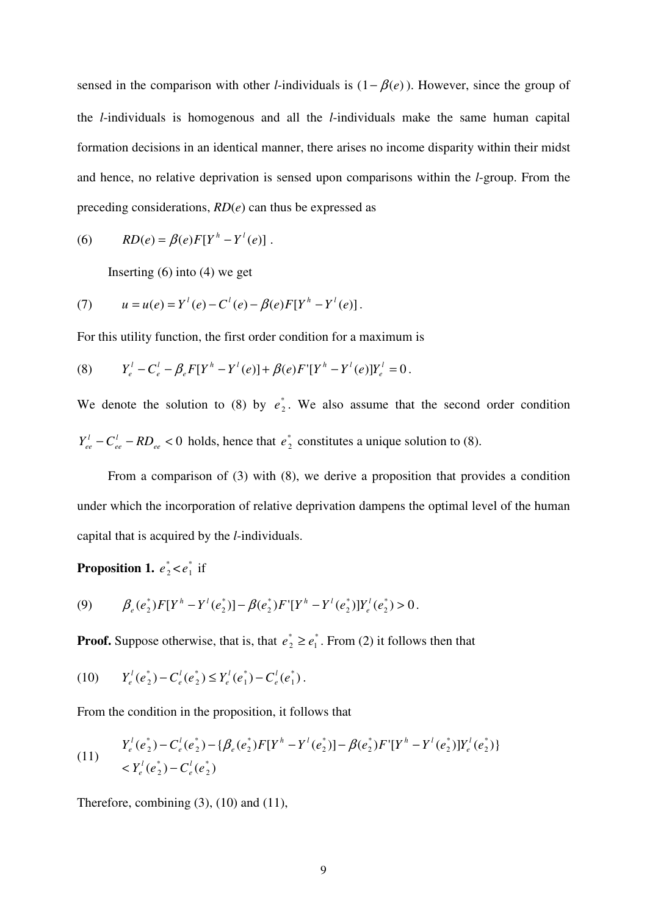sensed in the comparison with other *l*-individuals is $(1-\beta(e))$. However, since the group of the *l*-individuals is homogenous and all the *l*-individuals make the same human capital formation decisions in an identical manner, there arises no income disparity within their midst and hence, no relative deprivation is sensed upon comparisons within the *l*-group. From the preceding considerations, $RD(e)$ can thus be expressed as

$$(6) \qquad RD(e) = \beta(e)F[Y^h - Y^l(e)] \,.$$

Inserting (6) into (4) we get

$$(7) \qquad u = u(e) = Y^l(e) - C^l(e) - \beta(e)F[Y^h - Y^l(e)] \,.$$

For this utility function, the first order condition for a maximum is

$$(8) \qquad Y_e^l - C_e^l - \beta_e F[Y^h - Y^l(e)] + \beta(e)F'[Y^h - Y^l(e)]Y_e^l = 0 \,.$$

We denote the solution to (8) by $e_2^*$. We also assume that the second order condition $Y_{ee}^l - C_{ee}^l - RD_{ee} < 0$ holds, hence that $e_2^*$ constitutes a unique solution to (8).

From a comparison of (3) with (8), we derive a proposition that provides a condition under which the incorporation of relative deprivation dampens the optimal level of the human capital that is acquired by the *l*-individuals.

**Proposition 1.** $e_2^* < e_1^*$ if

$$(9) \qquad \beta_e(e_2^*)F[Y^h - Y^l(e_2^*)] - \beta(e_2^*)F'[Y^h - Y^l(e_2^*)]Y_e^l(e_2^*) > 0 \,.$$

**Proof.** Suppose otherwise, that is, that $e_2^* \geq e_1^*$. From (2) it follows then that

$$(10) \qquad Y_e^l(e_2^*) - C_e^l(e_2^*) \leq Y_e^l(e_1^*) - C_e^l(e_1^*) \,.$$

From the condition in the proposition, it follows that

$$(11) \qquad \begin{aligned} &Y_e^l(e_2^*) - C_e^l(e_2^*) - \{\beta_e(e_2^*)F[Y^h - Y^l(e_2^*)] - \beta(e_2^*)F'[Y^h - Y^l(e_2^*)]Y_e^l(e_2^*)\} \\ &< Y_e^l(e_2^*) - C_e^l(e_2^*) \end{aligned}$$

Therefore, combining (3), (10) and (11),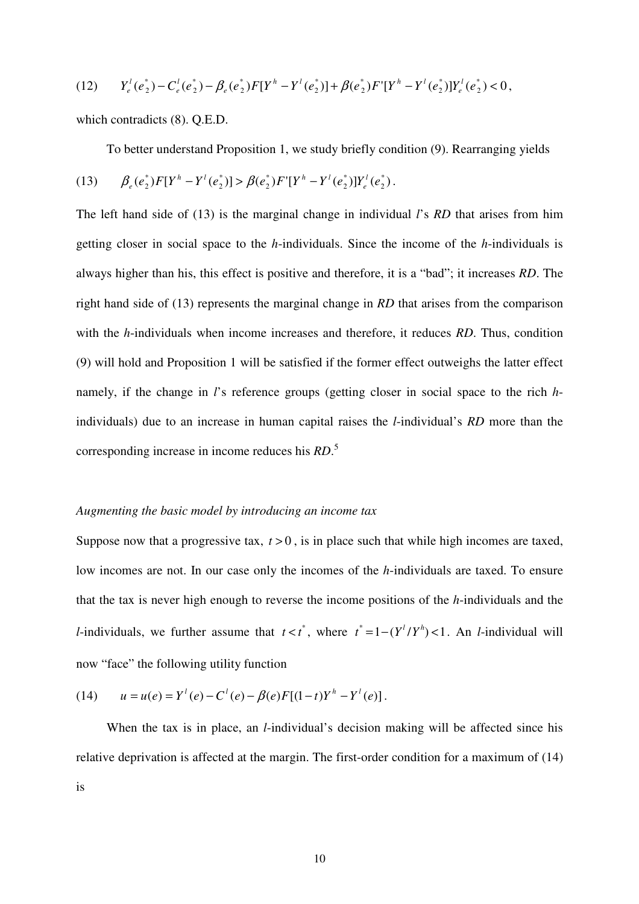$$(12) \qquad Y_e^l(e_2^*) - C_e^l(e_2^*) - \beta_e(e_2^*)F[Y^h - Y^l(e_2^*)] + \beta(e_2^*)F'[Y^h - Y^l(e_2^*)]Y_e^l(e_2^*) < 0,$$

which contradicts (8). Q.E.D.

To better understand Proposition 1, we study briefly condition (9). Rearranging yields

$$(13) \qquad \beta_e(e_2^*)F[Y^h - Y^l(e_2^*)] > \beta(e_2^*)F'[Y^h - Y^l(e_2^*)]Y_e^l(e_2^*).$$

The left hand side of (13) is the marginal change in individual $l$'s *RD* that arises from him getting closer in social space to the $h$-individuals. Since the income of the $h$-individuals is always higher than his, this effect is positive and therefore, it is a "bad"; it increases *RD*. The right hand side of (13) represents the marginal change in *RD* that arises from the comparison with the $h$-individuals when income increases and therefore, it reduces *RD*. Thus, condition (9) will hold and Proposition 1 will be satisfied if the former effect outweighs the latter effect namely, if the change in $l$'s reference groups (getting closer in social space to the rich $h$-individuals) due to an increase in human capital raises the $l$-individual's *RD* more than the corresponding increase in income reduces his *RD*.[5]

*Augmenting the basic model by introducing an income tax*

Suppose now that a progressive tax, $t > 0$, is in place such that while high incomes are taxed, low incomes are not. In our case only the incomes of the $h$-individuals are taxed. To ensure that the tax is never high enough to reverse the income positions of the $h$-individuals and the $l$-individuals, we further assume that $t < t^*$, where $t^* = 1 - (Y^l / Y^h) < 1$. An $l$-individual will now "face" the following utility function

$$(14) \qquad u = u(e) = Y^l(e) - C^l(e) - \beta(e)F[(1-t)Y^h - Y^l(e)].$$

When the tax is in place, an $l$-individual's decision making will be affected since his relative deprivation is affected at the margin. The first-order condition for a maximum of (14) is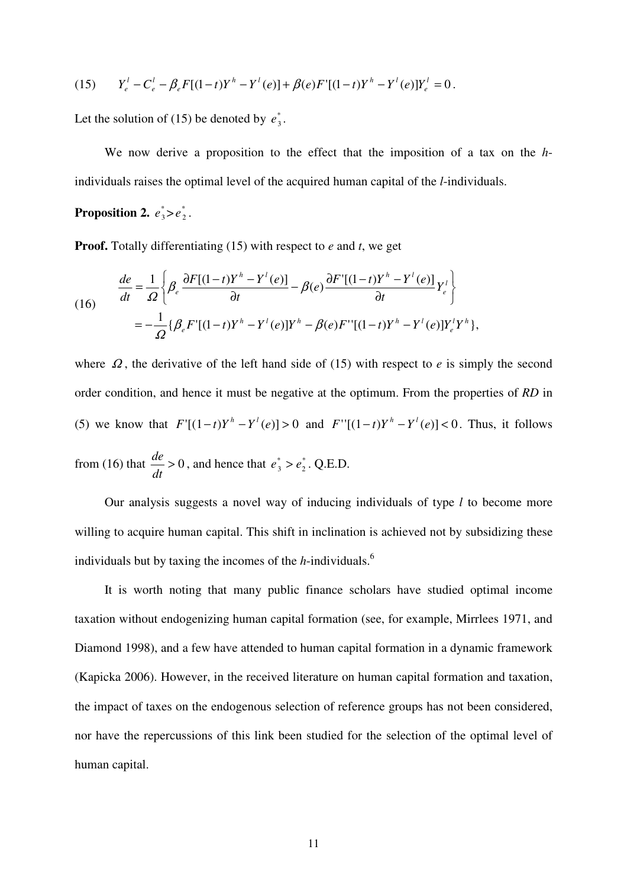$$(15) \qquad Y_e^l - C_e^l - \beta_e F[(1-t)Y^h - Y^l(e)] + \beta(e) F'[(1-t)Y^h - Y^l(e)] Y_e^l = 0 .$$

Let the solution of (15) be denoted by $e_3^*$.

We now derive a proposition to the effect that the imposition of a tax on the *h*-individuals raises the optimal level of the acquired human capital of the *l*-individuals.

**Proposition 2.** $e_3^* > e_2^*$.

**Proof.** Totally differentiating (15) with respect to *e* and *t*, we get

$$(16) \qquad \begin{aligned} \frac{de}{dt} &= \frac{1}{\Omega}\left\{ \beta_e \frac{\partial F[(1-t)Y^h - Y^l(e)]}{\partial t} - \beta(e) \frac{\partial F'[(1-t)Y^h - Y^l(e)]}{\partial t} Y_e^l \right\} \\ &= -\frac{1}{\Omega}\{\beta_e F'[(1-t)Y^h - Y^l(e)]Y^h - \beta(e) F''[(1-t)Y^h - Y^l(e)] Y_e^l Y^h\}, \end{aligned}$$

where $\Omega$, the derivative of the left hand side of (15) with respect to *e* is simply the second order condition, and hence it must be negative at the optimum. From the properties of *RD* in (5) we know that $F'[(1-t)Y^h - Y^l(e)] > 0$ and $F''[(1-t)Y^h - Y^l(e)] < 0$. Thus, it follows from (16) that $\frac{de}{dt} > 0$, and hence that $e_3^* > e_2^*$. Q.E.D.

Our analysis suggests a novel way of inducing individuals of type *l* to become more willing to acquire human capital. This shift in inclination is achieved not by subsidizing these individuals but by taxing the incomes of the *h*-individuals.[6]

It is worth noting that many public finance scholars have studied optimal income taxation without endogenizing human capital formation (see, for example, Mirrlees 1971, and Diamond 1998), and a few have attended to human capital formation in a dynamic framework (Kapicka 2006). However, in the received literature on human capital formation and taxation, the impact of taxes on the endogenous selection of reference groups has not been considered, nor have the repercussions of this link been studied for the selection of the optimal level of human capital.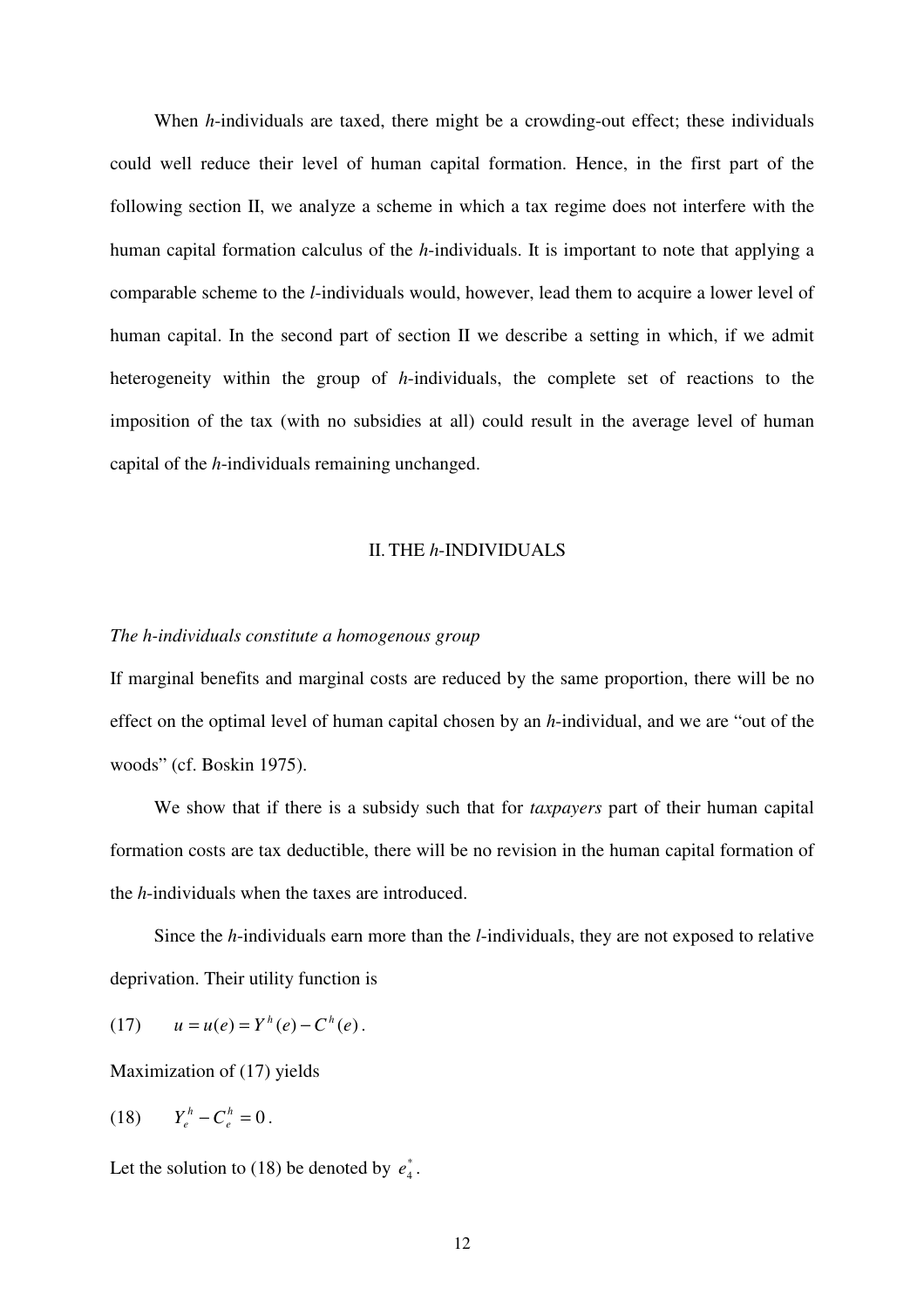When $h$-individuals are taxed, there might be a crowding-out effect; these individuals could well reduce their level of human capital formation. Hence, in the first part of the following section II, we analyze a scheme in which a tax regime does not interfere with the human capital formation calculus of the $h$-individuals. It is important to note that applying a comparable scheme to the $l$-individuals would, however, lead them to acquire a lower level of human capital. In the second part of section II we describe a setting in which, if we admit heterogeneity within the group of $h$-individuals, the complete set of reactions to the imposition of the tax (with no subsidies at all) could result in the average level of human capital of the $h$-individuals remaining unchanged.

## II. THE $h$-INDIVIDUALS

*The h-individuals constitute a homogenous group*

If marginal benefits and marginal costs are reduced by the same proportion, there will be no effect on the optimal level of human capital chosen by an $h$-individual, and we are "out of the woods" (cf. Boskin 1975).

We show that if there is a subsidy such that for *taxpayers* part of their human capital formation costs are tax deductible, there will be no revision in the human capital formation of the $h$-individuals when the taxes are introduced.

Since the $h$-individuals earn more than the $l$-individuals, they are not exposed to relative deprivation. Their utility function is

$$(17) \qquad u = u(e) = Y^h(e) - C^h(e).$$

Maximization of (17) yields

$$(18) \qquad Y_e^h - C_e^h = 0.$$

Let the solution to (18) be denoted by $e_4^*$.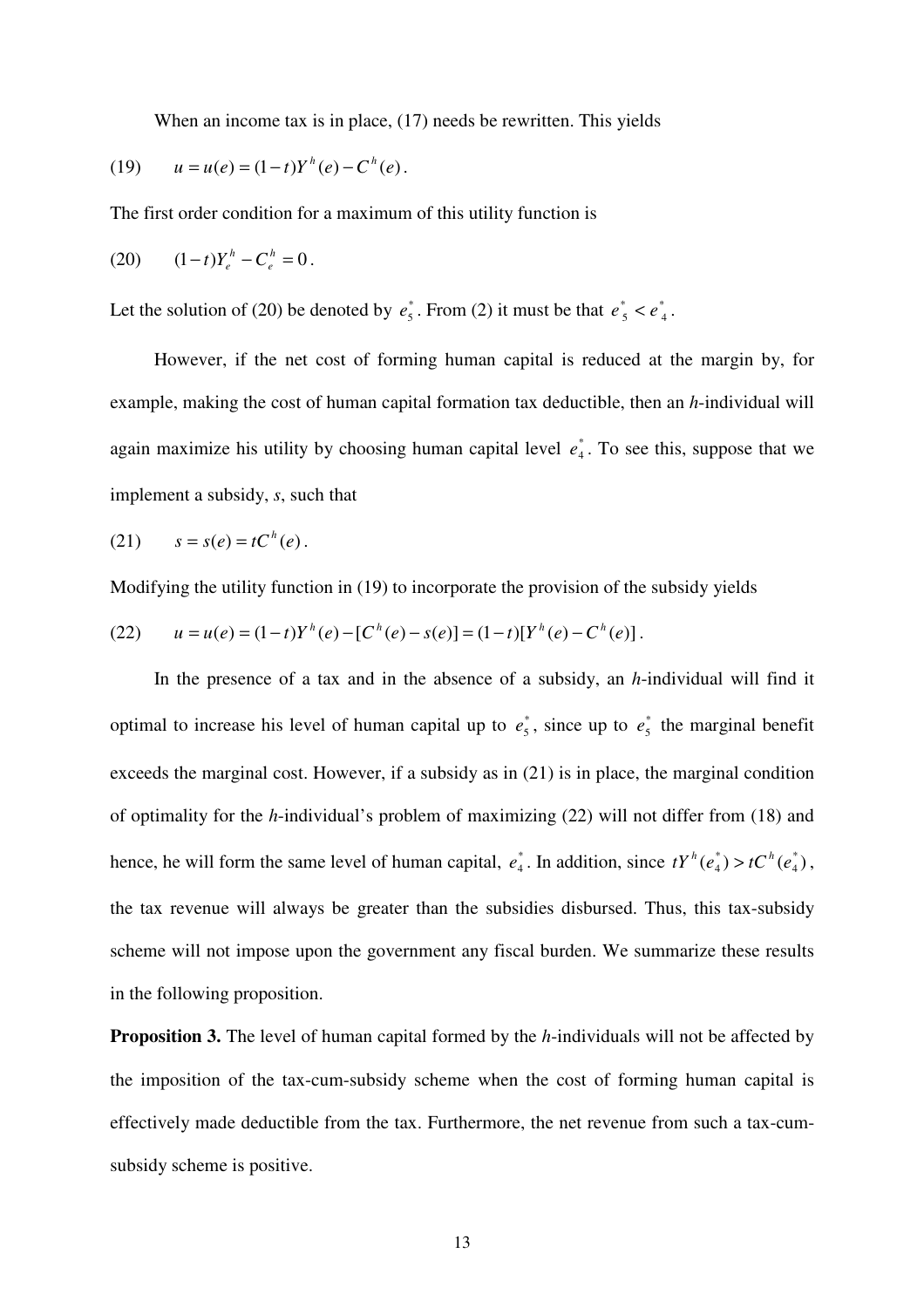When an income tax is in place, (17) needs be rewritten. This yields

$$(19) \qquad u = u(e) = (1-t)Y^h(e) - C^h(e).$$

The first order condition for a maximum of this utility function is

$$(20) \qquad (1-t)Y_e^h - C_e^h = 0.$$

Let the solution of (20) be denoted by $e_5^*$. From (2) it must be that $e_5^* < e_4^*$.

However, if the net cost of forming human capital is reduced at the margin by, for example, making the cost of human capital formation tax deductible, then an *h*-individual will again maximize his utility by choosing human capital level $e_4^*$. To see this, suppose that we implement a subsidy, *s*, such that

$$(21) \qquad s = s(e) = tC^h(e).$$

Modifying the utility function in (19) to incorporate the provision of the subsidy yields

$$(22) \qquad u = u(e) = (1-t)Y^h(e) - [C^h(e) - s(e)] = (1-t)[Y^h(e) - C^h(e)].$$

In the presence of a tax and in the absence of a subsidy, an *h*-individual will find it optimal to increase his level of human capital up to $e_5^*$, since up to $e_5^*$ the marginal benefit exceeds the marginal cost. However, if a subsidy as in (21) is in place, the marginal condition of optimality for the *h*-individual's problem of maximizing (22) will not differ from (18) and hence, he will form the same level of human capital, $e_4^*$. In addition, since $tY^h(e_4^*) > tC^h(e_4^*)$, the tax revenue will always be greater than the subsidies disbursed. Thus, this tax-subsidy scheme will not impose upon the government any fiscal burden. We summarize these results in the following proposition.

**Proposition 3.** The level of human capital formed by the *h*-individuals will not be affected by the imposition of the tax-cum-subsidy scheme when the cost of forming human capital is effectively made deductible from the tax. Furthermore, the net revenue from such a tax-cum-subsidy scheme is positive.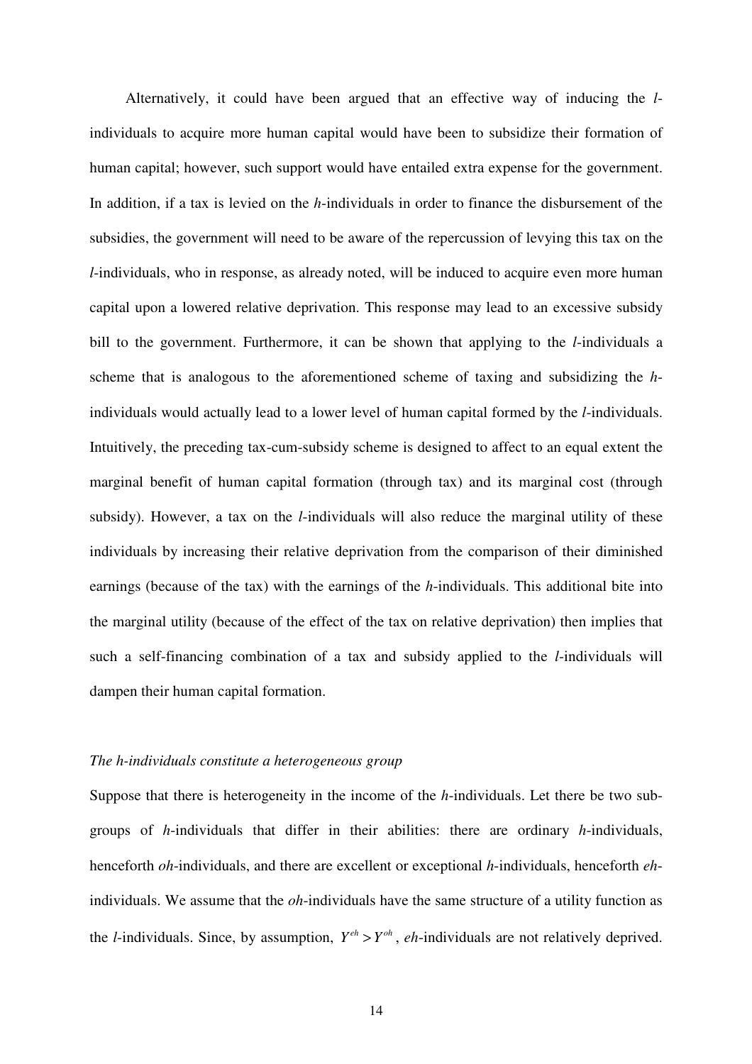Alternatively, it could have been argued that an effective way of inducing the *l*-individuals to acquire more human capital would have been to subsidize their formation of human capital; however, such support would have entailed extra expense for the government. In addition, if a tax is levied on the *h*-individuals in order to finance the disbursement of the subsidies, the government will need to be aware of the repercussion of levying this tax on the *l*-individuals, who in response, as already noted, will be induced to acquire even more human capital upon a lowered relative deprivation. This response may lead to an excessive subsidy bill to the government. Furthermore, it can be shown that applying to the *l*-individuals a scheme that is analogous to the aforementioned scheme of taxing and subsidizing the *h*-individuals would actually lead to a lower level of human capital formed by the *l*-individuals. Intuitively, the preceding tax-cum-subsidy scheme is designed to affect to an equal extent the marginal benefit of human capital formation (through tax) and its marginal cost (through subsidy). However, a tax on the *l*-individuals will also reduce the marginal utility of these individuals by increasing their relative deprivation from the comparison of their diminished earnings (because of the tax) with the earnings of the *h*-individuals. This additional bite into the marginal utility (because of the effect of the tax on relative deprivation) then implies that such a self-financing combination of a tax and subsidy applied to the *l*-individuals will dampen their human capital formation.

*The h-individuals constitute a heterogeneous group*

Suppose that there is heterogeneity in the income of the *h*-individuals. Let there be two sub-groups of *h*-individuals that differ in their abilities: there are ordinary *h*-individuals, henceforth *oh*-individuals, and there are excellent or exceptional *h*-individuals, henceforth *eh*-individuals. We assume that the *oh*-individuals have the same structure of a utility function as the *l*-individuals. Since, by assumption, $Y^{eh} > Y^{oh}$, *eh*-individuals are not relatively deprived.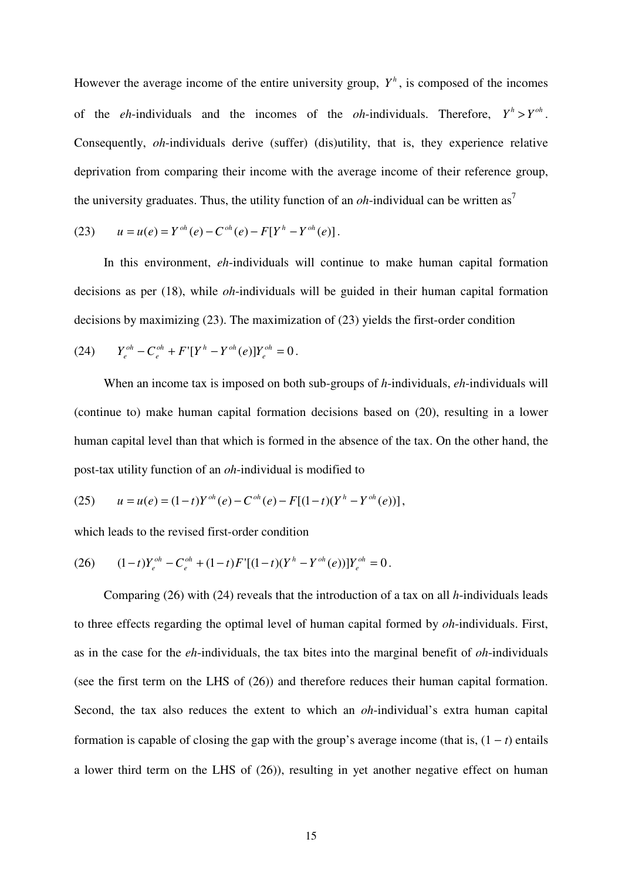However the average income of the entire university group, $Y^h$, is composed of the incomes of the *eh*-individuals and the incomes of the *oh*-individuals. Therefore, $Y^h > Y^{oh}$. Consequently, *oh*-individuals derive (suffer) (dis)utility, that is, they experience relative deprivation from comparing their income with the average income of their reference group, the university graduates. Thus, the utility function of an *oh*-individual can be written as[7]

$$(23) \qquad u = u(e) = Y^{oh}(e) - C^{oh}(e) - F[Y^h - Y^{oh}(e)].$$

In this environment, *eh*-individuals will continue to make human capital formation decisions as per (18), while *oh*-individuals will be guided in their human capital formation decisions by maximizing (23). The maximization of (23) yields the first-order condition

$$(24) \qquad Y_e^{oh} - C_e^{oh} + F'[Y^h - Y^{oh}(e)]Y_e^{oh} = 0.$$

When an income tax is imposed on both sub-groups of *h*-individuals, *eh*-individuals will (continue to) make human capital formation decisions based on (20), resulting in a lower human capital level than that which is formed in the absence of the tax. On the other hand, the post-tax utility function of an *oh*-individual is modified to

$$(25) \qquad u = u(e) = (1-t)Y^{oh}(e) - C^{oh}(e) - F[(1-t)(Y^h - Y^{oh}(e))],$$

which leads to the revised first-order condition

$$(26) \qquad (1-t)Y_e^{oh} - C_e^{oh} + (1-t)F'[(1-t)(Y^h - Y^{oh}(e))]Y_e^{oh} = 0.$$

Comparing (26) with (24) reveals that the introduction of a tax on all *h*-individuals leads to three effects regarding the optimal level of human capital formed by *oh*-individuals. First, as in the case for the *eh*-individuals, the tax bites into the marginal benefit of *oh*-individuals (see the first term on the LHS of (26)) and therefore reduces their human capital formation. Second, the tax also reduces the extent to which an *oh*-individual's extra human capital formation is capable of closing the gap with the group's average income (that is, $(1 - t)$ entails a lower third term on the LHS of (26)), resulting in yet another negative effect on human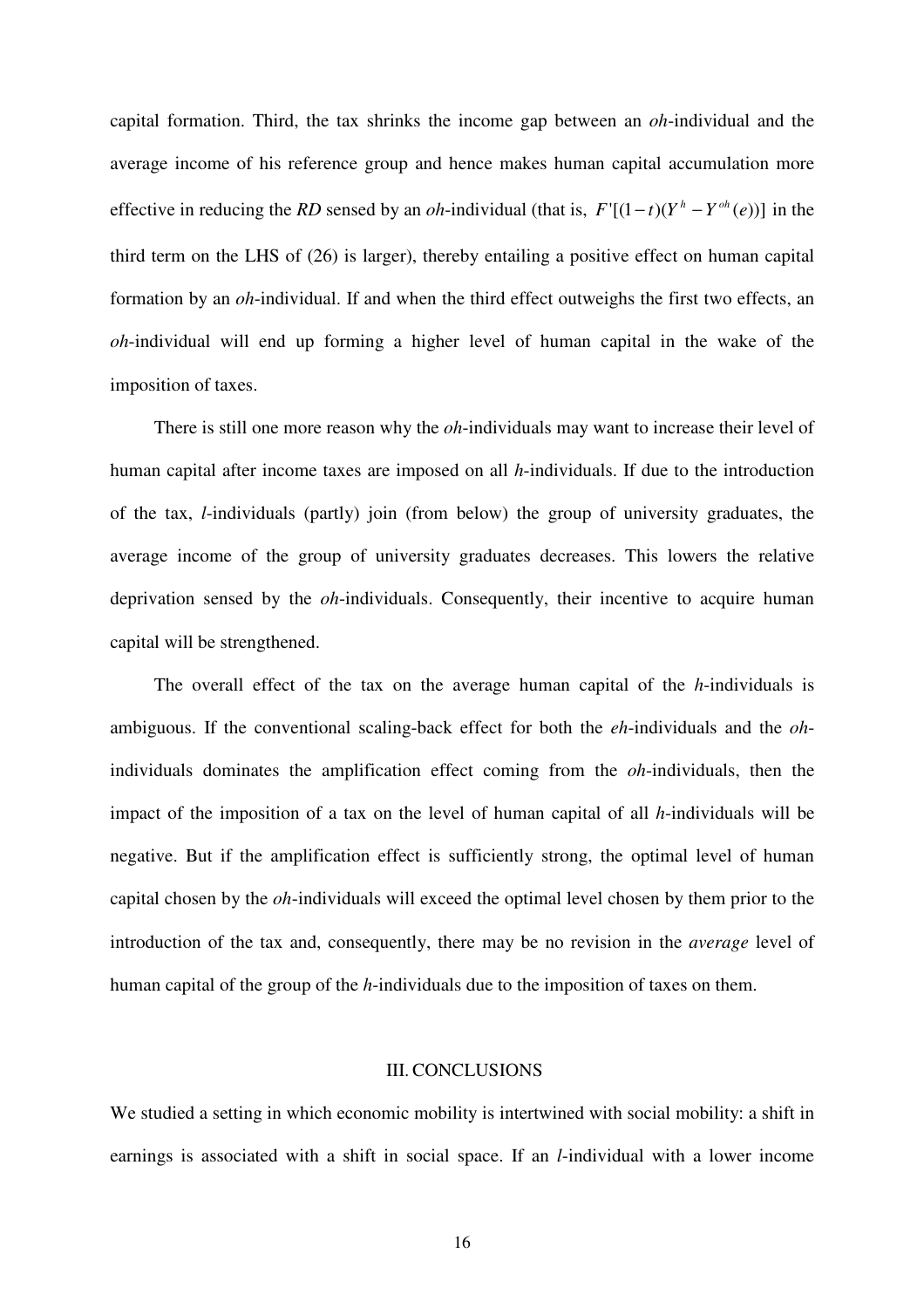capital formation. Third, the tax shrinks the income gap between an *oh*-individual and the average income of his reference group and hence makes human capital accumulation more effective in reducing the *RD* sensed by an *oh*-individual (that is, $F'[(1-t)(Y^h - Y^{oh}(e))]$ in the third term on the LHS of (26) is larger), thereby entailing a positive effect on human capital formation by an *oh*-individual. If and when the third effect outweighs the first two effects, an *oh*-individual will end up forming a higher level of human capital in the wake of the imposition of taxes.

There is still one more reason why the *oh*-individuals may want to increase their level of human capital after income taxes are imposed on all *h*-individuals. If due to the introduction of the tax, *l*-individuals (partly) join (from below) the group of university graduates, the average income of the group of university graduates decreases. This lowers the relative deprivation sensed by the *oh*-individuals. Consequently, their incentive to acquire human capital will be strengthened.

The overall effect of the tax on the average human capital of the *h*-individuals is ambiguous. If the conventional scaling-back effect for both the *eh*-individuals and the *oh*-individuals dominates the amplification effect coming from the *oh*-individuals, then the impact of the imposition of a tax on the level of human capital of all *h*-individuals will be negative. But if the amplification effect is sufficiently strong, the optimal level of human capital chosen by the *oh*-individuals will exceed the optimal level chosen by them prior to the introduction of the tax and, consequently, there may be no revision in the *average* level of human capital of the group of the *h*-individuals due to the imposition of taxes on them.

## III. CONCLUSIONS

We studied a setting in which economic mobility is intertwined with social mobility: a shift in earnings is associated with a shift in social space. If an *l*-individual with a lower income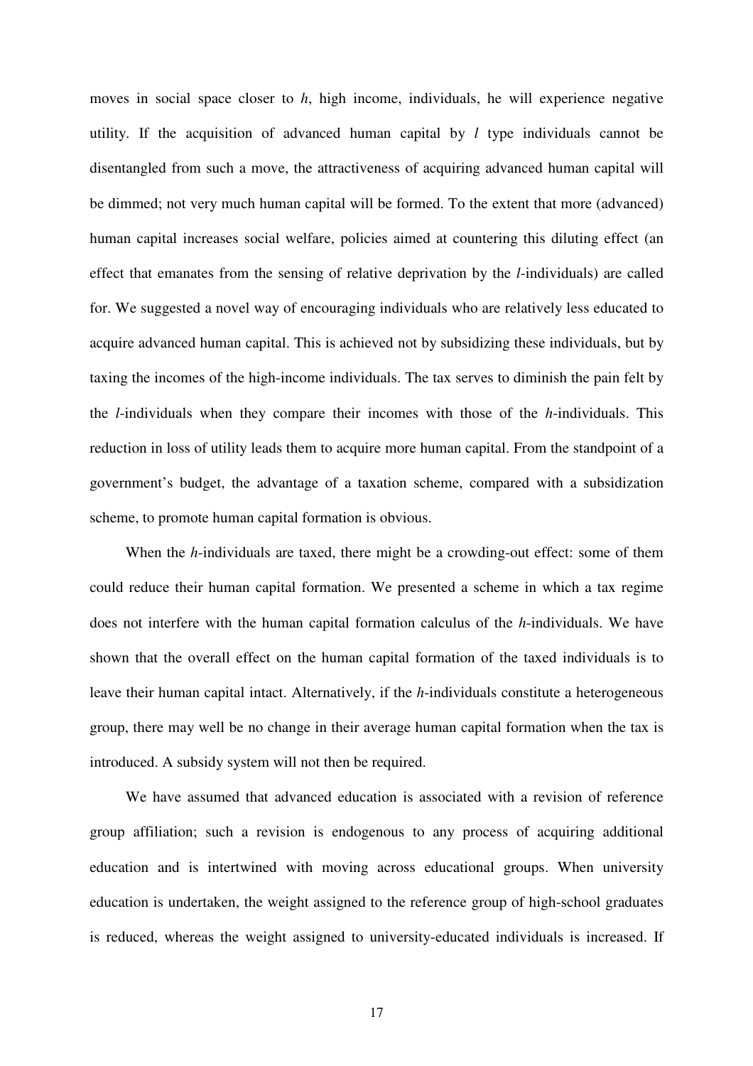moves in social space closer to *h*, high income, individuals, he will experience negative utility. If the acquisition of advanced human capital by *l* type individuals cannot be disentangled from such a move, the attractiveness of acquiring advanced human capital will be dimmed; not very much human capital will be formed. To the extent that more (advanced) human capital increases social welfare, policies aimed at countering this diluting effect (an effect that emanates from the sensing of relative deprivation by the *l*-individuals) are called for. We suggested a novel way of encouraging individuals who are relatively less educated to acquire advanced human capital. This is achieved not by subsidizing these individuals, but by taxing the incomes of the high-income individuals. The tax serves to diminish the pain felt by the *l*-individuals when they compare their incomes with those of the *h*-individuals. This reduction in loss of utility leads them to acquire more human capital. From the standpoint of a government's budget, the advantage of a taxation scheme, compared with a subsidization scheme, to promote human capital formation is obvious.

When the *h*-individuals are taxed, there might be a crowding-out effect: some of them could reduce their human capital formation. We presented a scheme in which a tax regime does not interfere with the human capital formation calculus of the *h*-individuals. We have shown that the overall effect on the human capital formation of the taxed individuals is to leave their human capital intact. Alternatively, if the *h*-individuals constitute a heterogeneous group, there may well be no change in their average human capital formation when the tax is introduced. A subsidy system will not then be required.

We have assumed that advanced education is associated with a revision of reference group affiliation; such a revision is endogenous to any process of acquiring additional education and is intertwined with moving across educational groups. When university education is undertaken, the weight assigned to the reference group of high-school graduates is reduced, whereas the weight assigned to university-educated individuals is increased. If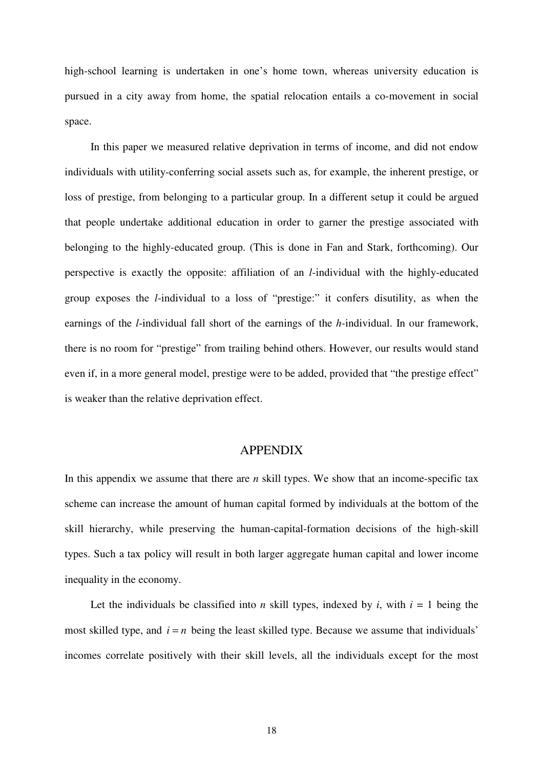high-school learning is undertaken in one's home town, whereas university education is pursued in a city away from home, the spatial relocation entails a co-movement in social space.

In this paper we measured relative deprivation in terms of income, and did not endow individuals with utility-conferring social assets such as, for example, the inherent prestige, or loss of prestige, from belonging to a particular group. In a different setup it could be argued that people undertake additional education in order to garner the prestige associated with belonging to the highly-educated group. (This is done in Fan and Stark, forthcoming). Our perspective is exactly the opposite: affiliation of an *l*-individual with the highly-educated group exposes the *l*-individual to a loss of "prestige:" it confers disutility, as when the earnings of the *l*-individual fall short of the earnings of the *h*-individual. In our framework, there is no room for "prestige" from trailing behind others. However, our results would stand even if, in a more general model, prestige were to be added, provided that "the prestige effect" is weaker than the relative deprivation effect.

## APPENDIX

In this appendix we assume that there are $n$ skill types. We show that an income-specific tax scheme can increase the amount of human capital formed by individuals at the bottom of the skill hierarchy, while preserving the human-capital-formation decisions of the high-skill types. Such a tax policy will result in both larger aggregate human capital and lower income inequality in the economy.

Let the individuals be classified into $n$ skill types, indexed by $i$, with $i = 1$ being the most skilled type, and $i = n$ being the least skilled type. Because we assume that individuals' incomes correlate positively with their skill levels, all the individuals except for the most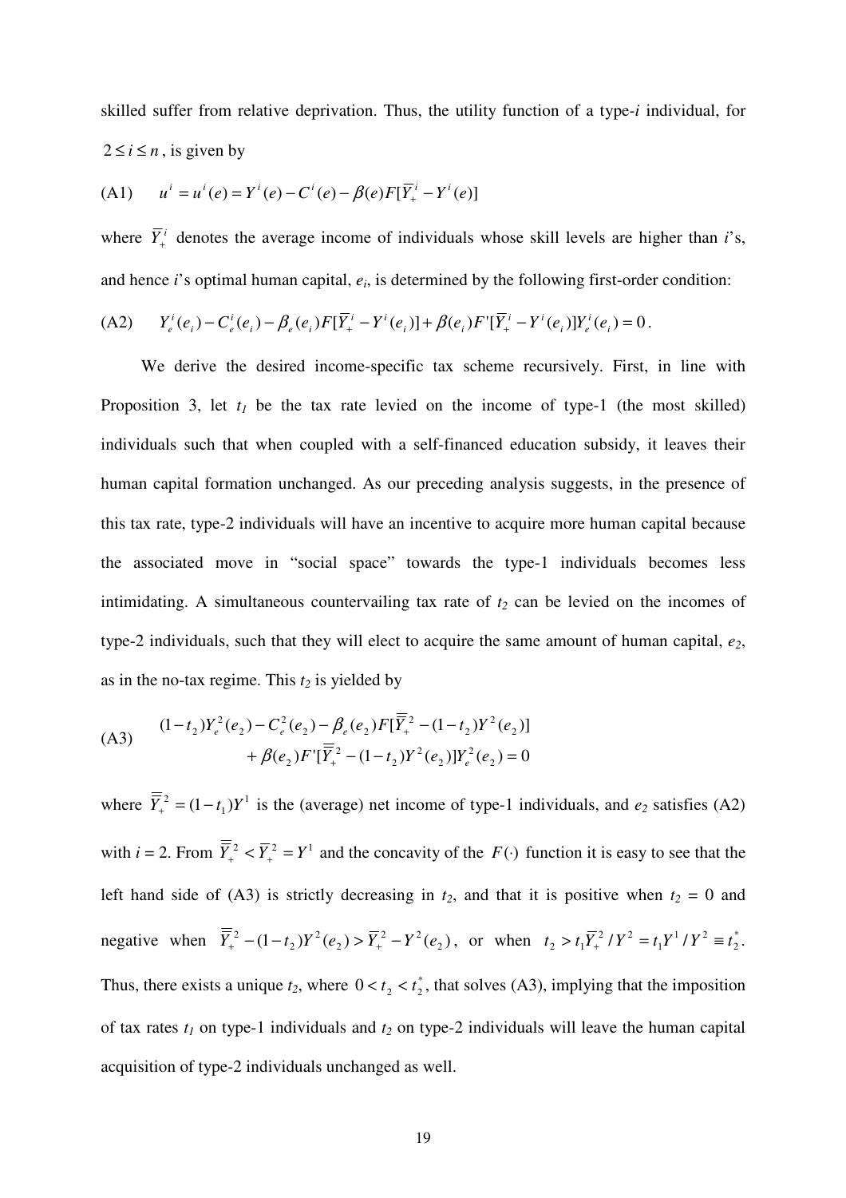skilled suffer from relative deprivation. Thus, the utility function of a type-$i$ individual, for $2 \le i \le n$, is given by

$$\text{(A1)} \qquad u^i = u^i(e) = Y^i(e) - C^i(e) - \beta(e)F[\overline{Y}_+^i - Y^i(e)]$$

where $\overline{Y}_+^i$ denotes the average income of individuals whose skill levels are higher than $i$'s, and hence $i$'s optimal human capital, $e_i$, is determined by the following first-order condition:

$$\text{(A2)} \qquad Y_e^i(e_i) - C_e^i(e_i) - \beta_e(e_i)F[\overline{Y}_+^i - Y^i(e_i)] + \beta(e_i)F'[\overline{Y}_+^i - Y^i(e_i)]Y_e^i(e_i) = 0\,.$$

We derive the desired income-specific tax scheme recursively. First, in line with Proposition 3, let $t_1$ be the tax rate levied on the income of type-1 (the most skilled) individuals such that when coupled with a self-financed education subsidy, it leaves their human capital formation unchanged. As our preceding analysis suggests, in the presence of this tax rate, type-2 individuals will have an incentive to acquire more human capital because the associated move in "social space" towards the type-1 individuals becomes less intimidating. A simultaneous countervailing tax rate of $t_2$ can be levied on the incomes of type-2 individuals, such that they will elect to acquire the same amount of human capital, $e_2$, as in the no-tax regime. This $t_2$ is yielded by

$$\text{(A3)} \qquad \begin{aligned} &(1-t_2)Y_e^2(e_2) - C_e^2(e_2) - \beta_e(e_2)F[\overline{\overline{Y}}_+^2 - (1-t_2)Y^2(e_2)] \\ &\qquad + \beta(e_2)F'[\overline{\overline{Y}}_+^2 - (1-t_2)Y^2(e_2)]Y_e^2(e_2) = 0 \end{aligned}$$

where $\overline{\overline{Y}}_+^2 = (1-t_1)Y^1$ is the (average) net income of type-1 individuals, and $e_2$ satisfies (A2) with $i = 2$. From $\overline{\overline{Y}}_+^2 < \overline{Y}_+^2 = Y^1$ and the concavity of the $F(\cdot)$ function it is easy to see that the left hand side of (A3) is strictly decreasing in $t_2$, and that it is positive when $t_2 = 0$ and negative when $\overline{\overline{Y}}_+^2 - (1-t_2)Y^2(e_2) > \overline{Y}_+^2 - Y^2(e_2)$, or when $t_2 > t_1\overline{Y}_+^2 / Y^2 = t_1 Y^1 / Y^2 \equiv t_2^*$. Thus, there exists a unique $t_2$, where $0 < t_2 < t_2^*$, that solves (A3), implying that the imposition of tax rates $t_1$ on type-1 individuals and $t_2$ on type-2 individuals will leave the human capital acquisition of type-2 individuals unchanged as well.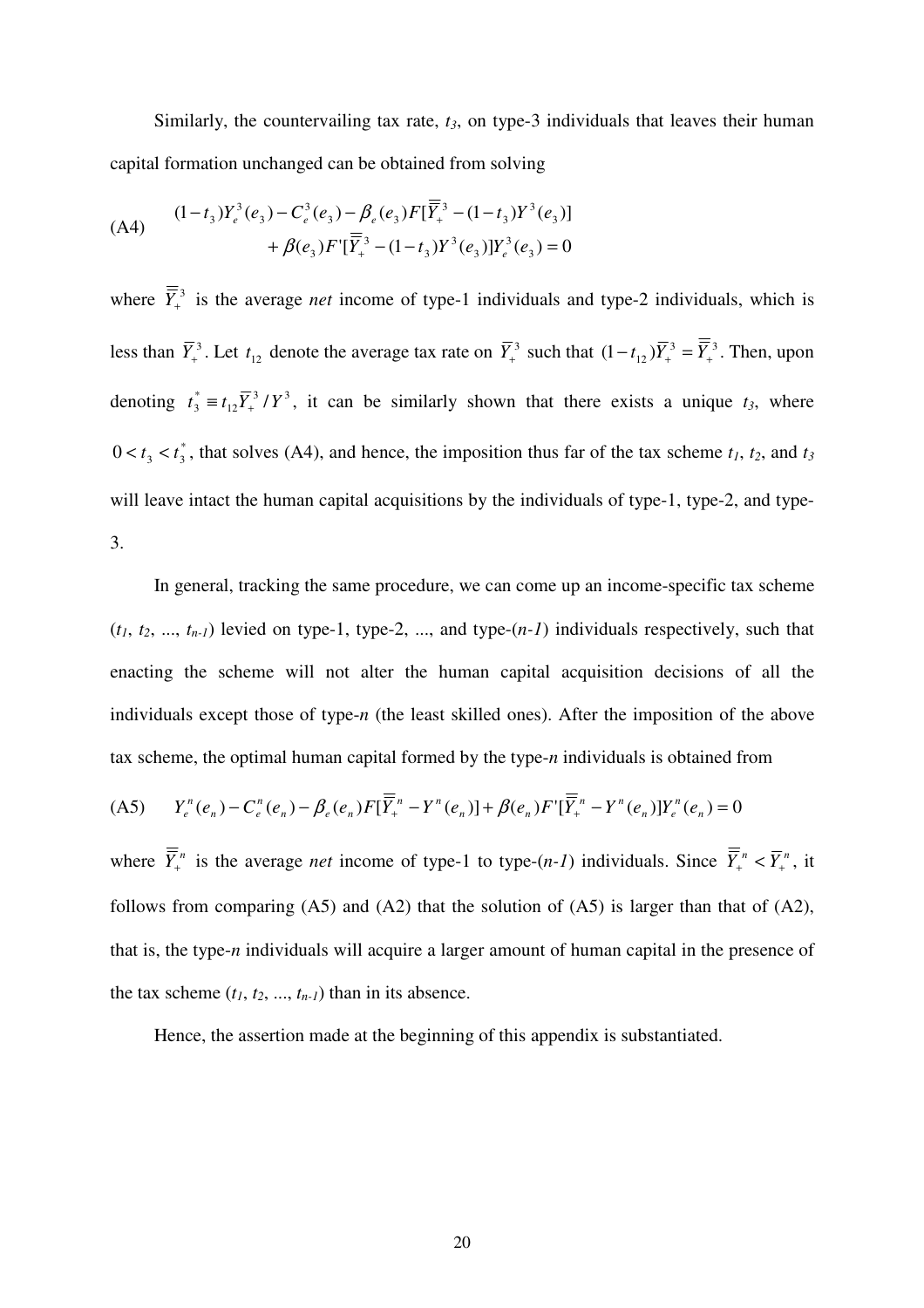Similarly, the countervailing tax rate, $t_3$, on type-3 individuals that leaves their human capital formation unchanged can be obtained from solving

$$
\text{(A4)} \qquad \begin{aligned} &(1-t_3)Y_e^3(e_3) - C_e^3(e_3) - \beta_e(e_3)F[\overline{\overline{Y}}{}_+^3 - (1-t_3)Y^3(e_3)] \\ &\qquad + \beta(e_3)F'[\overline{\overline{Y}}{}_+^3 - (1-t_3)Y^3(e_3)]Y_e^3(e_3) = 0 \end{aligned}
$$

where $\overline{\overline{Y}}{}_+^3$ is the average *net* income of type-1 individuals and type-2 individuals, which is less than $\overline{Y}_+^3$. Let $t_{12}$ denote the average tax rate on $\overline{Y}_+^3$ such that $(1-t_{12})\overline{Y}_+^3 = \overline{\overline{Y}}{}_+^3$. Then, upon denoting $t_3^* \equiv t_{12}\overline{Y}_+^3 / Y^3$, it can be similarly shown that there exists a unique $t_3$, where $0 < t_3 < t_3^*$, that solves (A4), and hence, the imposition thus far of the tax scheme $t_1$, $t_2$, and $t_3$ will leave intact the human capital acquisitions by the individuals of type-1, type-2, and type-3.

In general, tracking the same procedure, we can come up an income-specific tax scheme ($t_1$, $t_2$, ..., $t_{n-1}$) levied on type-1, type-2, ..., and type-($n$-1) individuals respectively, such that enacting the scheme will not alter the human capital acquisition decisions of all the individuals except those of type-$n$ (the least skilled ones). After the imposition of the above tax scheme, the optimal human capital formed by the type-$n$ individuals is obtained from

$$
\text{(A5)} \qquad Y_e^n(e_n) - C_e^n(e_n) - \beta_e(e_n)F[\overline{\overline{Y}}{}_+^n - Y^n(e_n)] + \beta(e_n)F'[\overline{\overline{Y}}{}_+^n - Y^n(e_n)]Y_e^n(e_n) = 0
$$

where $\overline{\overline{Y}}{}_+^n$ is the average *net* income of type-1 to type-($n$-1) individuals. Since $\overline{\overline{Y}}{}_+^n < \overline{Y}_+^n$, it follows from comparing (A5) and (A2) that the solution of (A5) is larger than that of (A2), that is, the type-$n$ individuals will acquire a larger amount of human capital in the presence of the tax scheme ($t_1$, $t_2$, ..., $t_{n-1}$) than in its absence.

Hence, the assertion made at the beginning of this appendix is substantiated.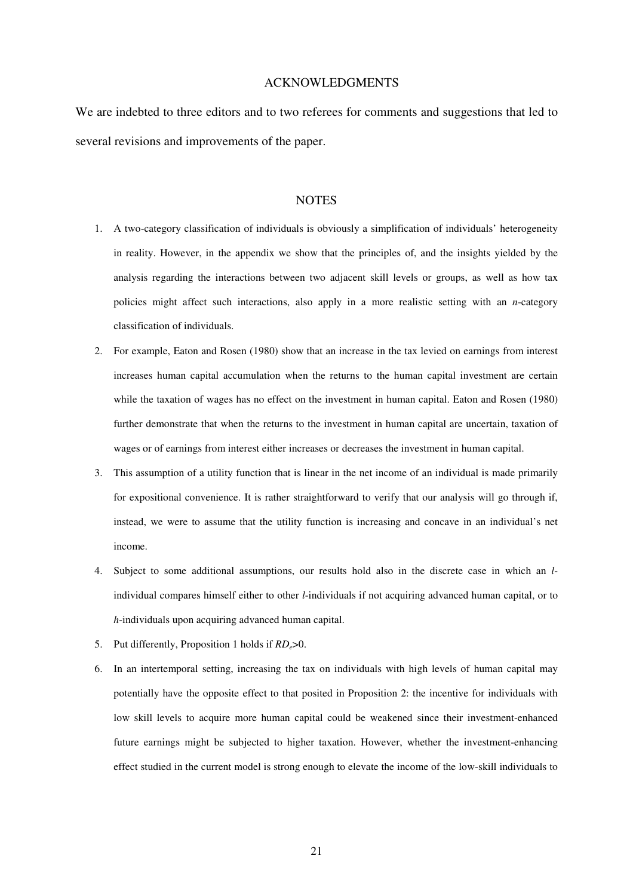## ACKNOWLEDGMENTS

We are indebted to three editors and to two referees for comments and suggestions that led to several revisions and improvements of the paper.

## NOTES

1. A two-category classification of individuals is obviously a simplification of individuals' heterogeneity in reality. However, in the appendix we show that the principles of, and the insights yielded by the analysis regarding the interactions between two adjacent skill levels or groups, as well as how tax policies might affect such interactions, also apply in a more realistic setting with an *n*-category classification of individuals.
2. For example, Eaton and Rosen (1980) show that an increase in the tax levied on earnings from interest increases human capital accumulation when the returns to the human capital investment are certain while the taxation of wages has no effect on the investment in human capital. Eaton and Rosen (1980) further demonstrate that when the returns to the investment in human capital are uncertain, taxation of wages or of earnings from interest either increases or decreases the investment in human capital.
3. This assumption of a utility function that is linear in the net income of an individual is made primarily for expositional convenience. It is rather straightforward to verify that our analysis will go through if, instead, we were to assume that the utility function is increasing and concave in an individual's net income.
4. Subject to some additional assumptions, our results hold also in the discrete case in which an *l*-individual compares himself either to other *l*-individuals if not acquiring advanced human capital, or to *h*-individuals upon acquiring advanced human capital.
5. Put differently, Proposition 1 holds if $RD_e>0$.
6. In an intertemporal setting, increasing the tax on individuals with high levels of human capital may potentially have the opposite effect to that posited in Proposition 2: the incentive for individuals with low skill levels to acquire more human capital could be weakened since their investment-enhanced future earnings might be subjected to higher taxation. However, whether the investment-enhancing effect studied in the current model is strong enough to elevate the income of the low-skill individuals to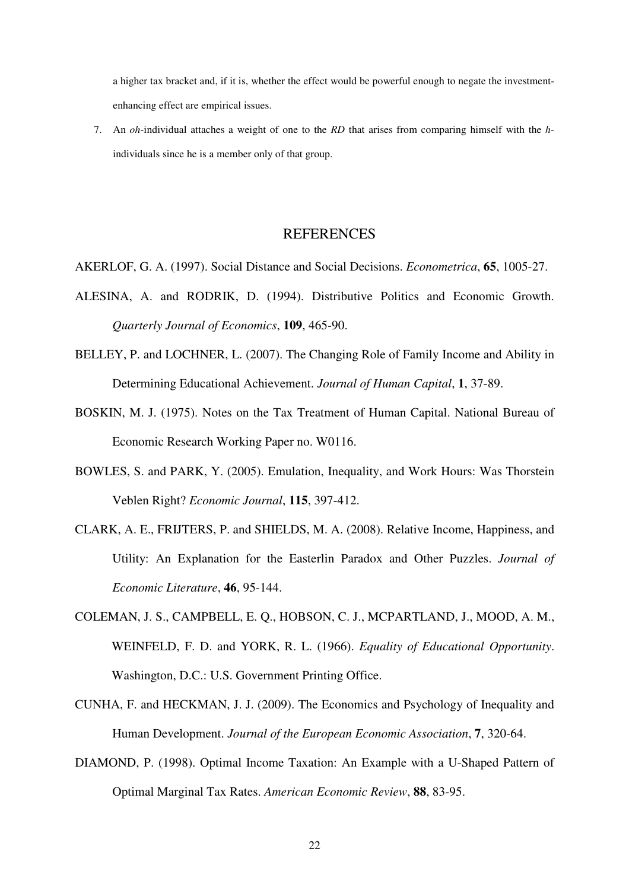a higher tax bracket and, if it is, whether the effect would be powerful enough to negate the investment-enhancing effect are empirical issues.

7. An *oh*-individual attaches a weight of one to the *RD* that arises from comparing himself with the *h*-individuals since he is a member only of that group.

## REFERENCES

AKERLOF, G. A. (1997). Social Distance and Social Decisions. *Econometrica*, **65**, 1005-27.

ALESINA, A. and RODRIK, D. (1994). Distributive Politics and Economic Growth. *Quarterly Journal of Economics*, **109**, 465-90.

BELLEY, P. and LOCHNER, L. (2007). The Changing Role of Family Income and Ability in Determining Educational Achievement. *Journal of Human Capital*, **1**, 37-89.

BOSKIN, M. J. (1975). Notes on the Tax Treatment of Human Capital. National Bureau of Economic Research Working Paper no. W0116.

BOWLES, S. and PARK, Y. (2005). Emulation, Inequality, and Work Hours: Was Thorstein Veblen Right? *Economic Journal*, **115**, 397-412.

CLARK, A. E., FRIJTERS, P. and SHIELDS, M. A. (2008). Relative Income, Happiness, and Utility: An Explanation for the Easterlin Paradox and Other Puzzles. *Journal of Economic Literature*, **46**, 95-144.

COLEMAN, J. S., CAMPBELL, E. Q., HOBSON, C. J., MCPARTLAND, J., MOOD, A. M., WEINFELD, F. D. and YORK, R. L. (1966). *Equality of Educational Opportunity*. Washington, D.C.: U.S. Government Printing Office.

CUNHA, F. and HECKMAN, J. J. (2009). The Economics and Psychology of Inequality and Human Development. *Journal of the European Economic Association*, **7**, 320-64.

DIAMOND, P. (1998). Optimal Income Taxation: An Example with a U-Shaped Pattern of Optimal Marginal Tax Rates. *American Economic Review*, **88**, 83-95.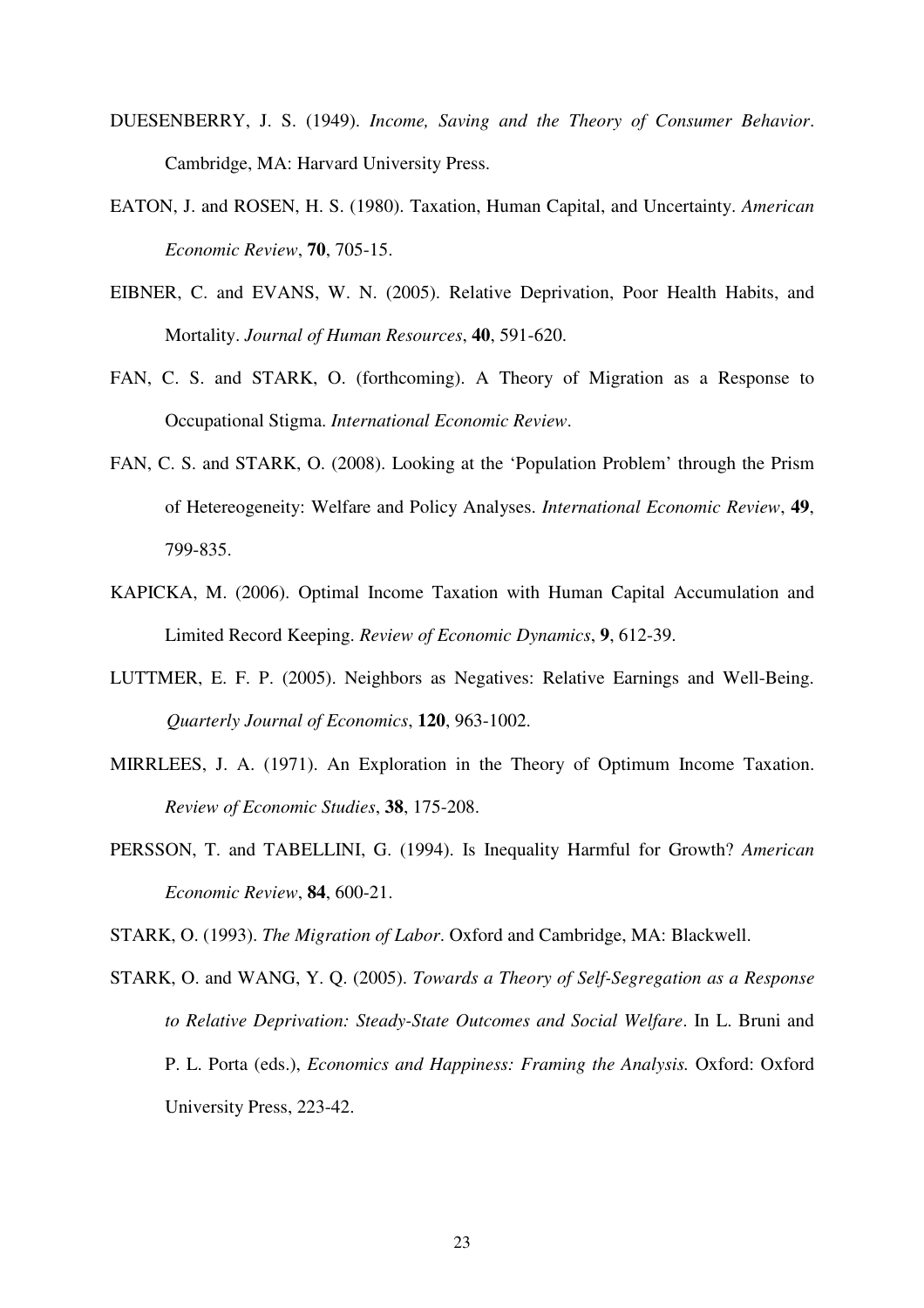DUESENBERRY, J. S. (1949). *Income, Saving and the Theory of Consumer Behavior*. Cambridge, MA: Harvard University Press.

EATON, J. and ROSEN, H. S. (1980). Taxation, Human Capital, and Uncertainty. *American Economic Review*, **70**, 705-15.

EIBNER, C. and EVANS, W. N. (2005). Relative Deprivation, Poor Health Habits, and Mortality. *Journal of Human Resources*, **40**, 591-620.

FAN, C. S. and STARK, O. (forthcoming). A Theory of Migration as a Response to Occupational Stigma. *International Economic Review*.

FAN, C. S. and STARK, O. (2008). Looking at the 'Population Problem' through the Prism of Hetereogeneity: Welfare and Policy Analyses. *International Economic Review*, **49**, 799-835.

KAPICKA, M. (2006). Optimal Income Taxation with Human Capital Accumulation and Limited Record Keeping. *Review of Economic Dynamics*, **9**, 612-39.

LUTTMER, E. F. P. (2005). Neighbors as Negatives: Relative Earnings and Well-Being. *Quarterly Journal of Economics*, **120**, 963-1002.

MIRRLEES, J. A. (1971). An Exploration in the Theory of Optimum Income Taxation. *Review of Economic Studies*, **38**, 175-208.

PERSSON, T. and TABELLINI, G. (1994). Is Inequality Harmful for Growth? *American Economic Review*, **84**, 600-21.

STARK, O. (1993). *The Migration of Labor*. Oxford and Cambridge, MA: Blackwell.

STARK, O. and WANG, Y. Q. (2005). *Towards a Theory of Self-Segregation as a Response to Relative Deprivation: Steady-State Outcomes and Social Welfare*. In L. Bruni and P. L. Porta (eds.), *Economics and Happiness: Framing the Analysis.* Oxford: Oxford University Press, 223-42.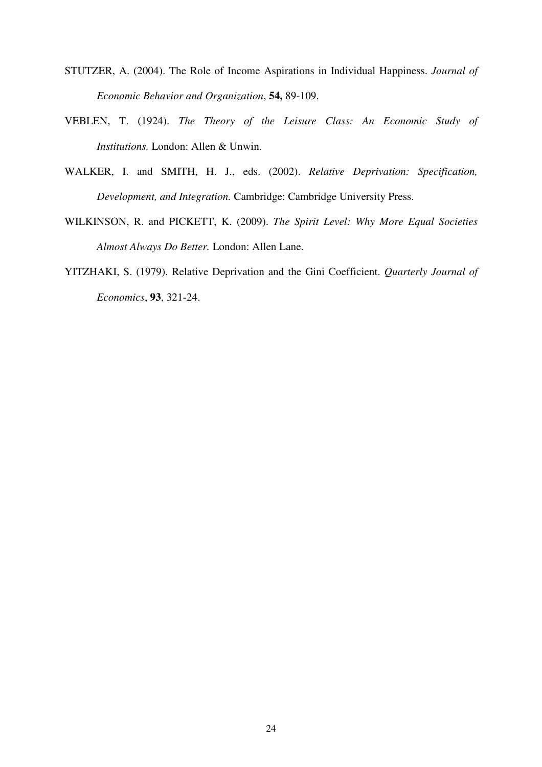STUTZER, A. (2004). The Role of Income Aspirations in Individual Happiness. *Journal of Economic Behavior and Organization*, **54,** 89-109.

VEBLEN, T. (1924). *The Theory of the Leisure Class: An Economic Study of Institutions.* London: Allen & Unwin.

WALKER, I. and SMITH, H. J., eds. (2002). *Relative Deprivation: Specification, Development, and Integration.* Cambridge: Cambridge University Press.

WILKINSON, R. and PICKETT, K. (2009). *The Spirit Level: Why More Equal Societies Almost Always Do Better.* London: Allen Lane.

YITZHAKI, S. (1979). Relative Deprivation and the Gini Coefficient. *Quarterly Journal of Economics*, **93**, 321-24.